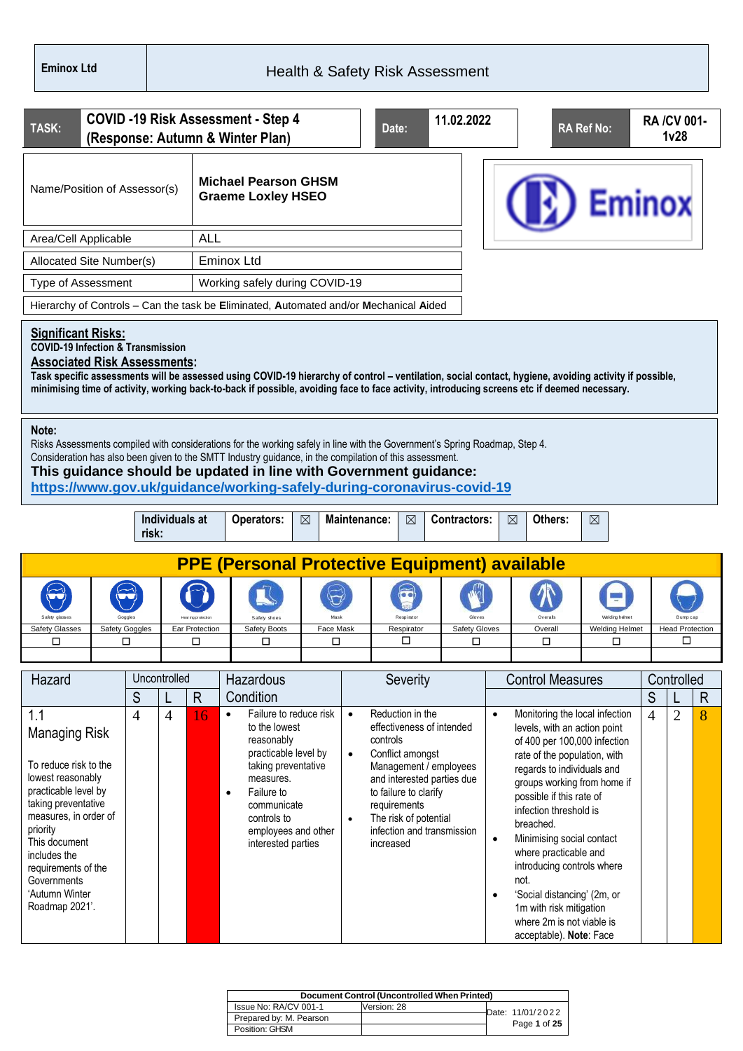| Eminox Ltd | Health & Safety Risk Assessment |
|---|---|

| TASK: | COVID -19 Risk Assessment - Step 4 (Response: Autumn & Winter Plan) | Date: | 11.02.2022 | RA Ref No: | RA /CV 001-1v28 |
|---|---|---|---|---|---|

| Name/Position of Assessor(s) | Michael Pearson GHSM<br>Graeme Loxley HSEO |
|---|---|
| Area/Cell Applicable | ALL |
| Allocated Site Number(s) | Eminox Ltd |
| Type of Assessment | Working safely during COVID-19 |
| Hierarchy of Controls – Can the task be **E**liminated, **A**utomated and/or **M**echanical **A**ided | |

**Significant Risks:**
**COVID-19 Infection & Transmission**
**Associated Risk Assessments:**
**Task specific assessments will be assessed using COVID-19 hierarchy of control – ventilation, social contact, hygiene, avoiding activity if possible, minimising time of activity, working back-to-back if possible, avoiding face to face activity, introducing screens etc if deemed necessary.**

**Note:**
Risks Assessments compiled with considerations for the working safely in line with the Government's Spring Roadmap, Step 4.
Consideration has also been given to the SMTT Industry guidance, in the compilation of this assessment.
**This guidance should be updated in line with Government guidance:**
**https://www.gov.uk/guidance/working-safely-during-coronavirus-covid-19**

| Individuals at risk: | Operators: | ☒ | Maintenance: | ☒ | Contractors: | ☒ | Others: | ☒ |
|---|---|---|---|---|---|---|---|---|

**PPE (Personal Protective Equipment) available**

| Safety Glasses | Safety Goggles | Ear Protection | Safety Boots | Face Mask | Respirator | Safety Gloves | Overall | Welding Helmet | Head Protection |
|---|---|---|---|---|---|---|---|---|---|
| ☐ | ☐ | ☐ | ☐ | ☐ | ☐ | ☐ | ☐ | ☐ | ☐ |

| Hazard | Uncontrolled | | | Hazardous Condition | Severity | Control Measures | Controlled | | |
|---|---|---|---|---|---|---|---|---|---|
| | S | L | R | | | | S | L | R |
| 1.1 Managing Risk<br><br>To reduce risk to the lowest reasonably practicable level by taking preventative measures, in order of priority<br>This document includes the requirements of the Governments 'Autumn Winter Roadmap 2021'. | 4 | 4 | 16 | • Failure to reduce risk to the lowest reasonably practicable level by taking preventative measures.<br>• Failure to communicate controls to employees and other interested parties | • Reduction in the effectiveness of intended controls<br>• Conflict amongst Management / employees and interested parties due to failure to clarify requirements<br>• The risk of potential infection and transmission increased | • Monitoring the local infection levels, with an action point of 400 per 100,000 infection rate of the population, with regards to individuals and groups working from home if possible if this rate of infection threshold is breached.<br>• Minimising social contact where practicable and introducing controls where not.<br>• 'Social distancing' (2m, or 1m with risk mitigation where 2m is not viable is acceptable). **Note**: Face | 4 | 2 | 8 |

| Document Control (Uncontrolled When Printed) | | |
|---|---|---|
| Issue No: RA/CV 001-1 | Version: 28 | Date: 11/01/2022 |
| Prepared by: M. Pearson | | |
| Position: GHSM | | |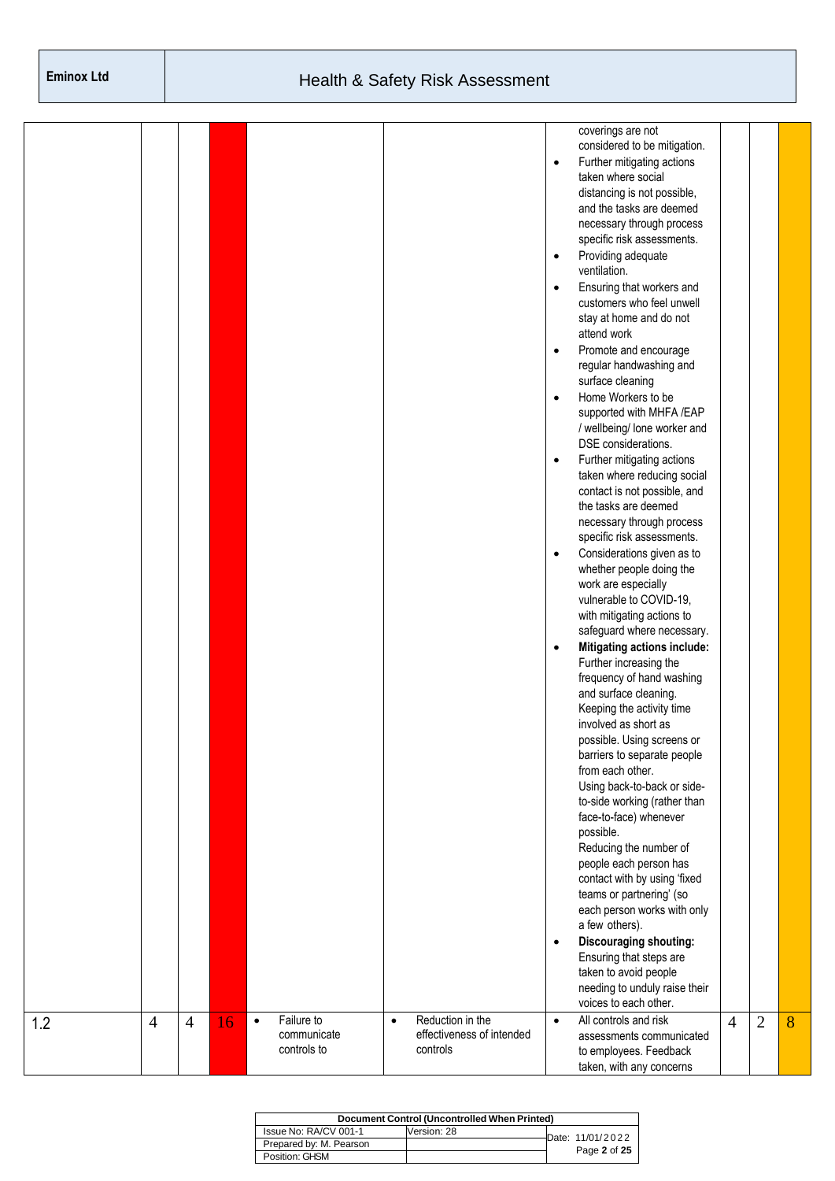| | | | | | | | | | |
|---|---|---|---|---|---|---|---|---|---|
| | | | | | | coverings are not considered to be mitigation.<br>• Further mitigating actions taken where social distancing is not possible, and the tasks are deemed necessary through process specific risk assessments.<br>• Providing adequate ventilation.<br>• Ensuring that workers and customers who feel unwell stay at home and do not attend work<br>• Promote and encourage regular handwashing and surface cleaning<br>• Home Workers to be supported with MHFA /EAP / wellbeing/ lone worker and DSE considerations.<br>• Further mitigating actions taken where reducing social contact is not possible, and the tasks are deemed necessary through process specific risk assessments.<br>• Considerations given as to whether people doing the work are especially vulnerable to COVID-19, with mitigating actions to safeguard where necessary.<br>• **Mitigating actions include:** Further increasing the frequency of hand washing and surface cleaning. Keeping the activity time involved as short as possible. Using screens or barriers to separate people from each other. Using back-to-back or side-to-side working (rather than face-to-face) whenever possible. Reducing the number of people each person has contact with by using 'fixed teams or partnering' (so each person works with only a few others).<br>• **Discouraging shouting:** Ensuring that steps are taken to avoid people needing to unduly raise their voices to each other. | | | |
| 1.2 | 4 | 4 | 16 | • Failure to communicate controls to | • Reduction in the effectiveness of intended controls | • All controls and risk assessments communicated to employees. Feedback taken, with any concerns | 4 | 2 | 8 |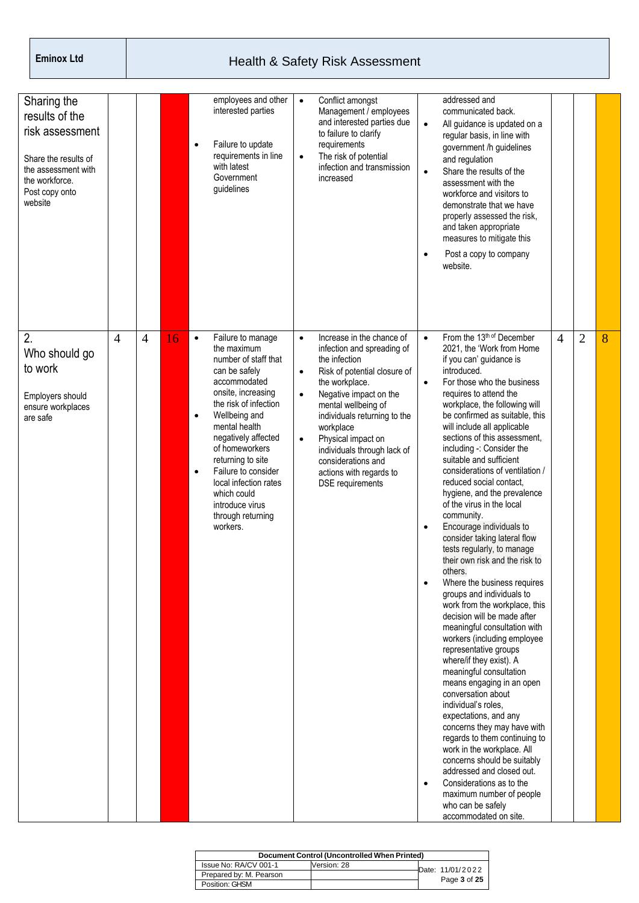| | | | | | | | | | |
|---|---|---|---|---|---|---|---|---|---|
| **Sharing the results of the risk assessment**<br><br>Share the results of the assessment with the workforce.<br>Post copy onto website | | | | employees and other interested parties<br><br>• Failure to update requirements in line with latest Government guidelines | • Conflict amongst Management / employees and interested parties due to failure to clarify requirements<br>• The risk of potential infection and transmission increased | addressed and communicated back.<br>• All guidance is updated on a regular basis, in line with government /h guidelines and regulation<br>• Share the results of the assessment with the workforce and visitors to demonstrate that we have properly assessed the risk, and taken appropriate measures to mitigate this<br>• Post a copy to company website. | | | |
| **2. Who should go to work**<br><br>Employers should ensure workplaces are safe | 4 | 4 | 16 | • Failure to manage the maximum number of staff that can be safely accommodated onsite, increasing the risk of infection<br>• Wellbeing and mental health negatively affected of homeworkers returning to site<br>• Failure to consider local infection rates which could introduce virus through returning workers. | • Increase in the chance of infection and spreading of the infection<br>• Risk of potential closure of the workplace.<br>• Negative impact on the mental wellbeing of individuals returning to the workplace<br>• Physical impact on individuals through lack of considerations and actions with regards to DSE requirements | • From the 13th of December 2021, the 'Work from Home if you can' guidance is introduced.<br>• For those who the business requires to attend the workplace, the following will be confirmed as suitable, this will include all applicable sections of this assessment, including -: Consider the suitable and sufficient considerations of ventilation / reduced social contact, hygiene, and the prevalence of the virus in the local community.<br>• Encourage individuals to consider taking lateral flow tests regularly, to manage their own risk and the risk to others.<br>• Where the business requires groups and individuals to work from the workplace, this decision will be made after meaningful consultation with workers (including employee representative groups where/if they exist). A meaningful consultation means engaging in an open conversation about individual's roles, expectations, and any concerns they may have with regards to them continuing to work in the workplace. All concerns should be suitably addressed and closed out.<br>• Considerations as to the maximum number of people who can be safely accommodated on site. | 4 | 2 | 8 |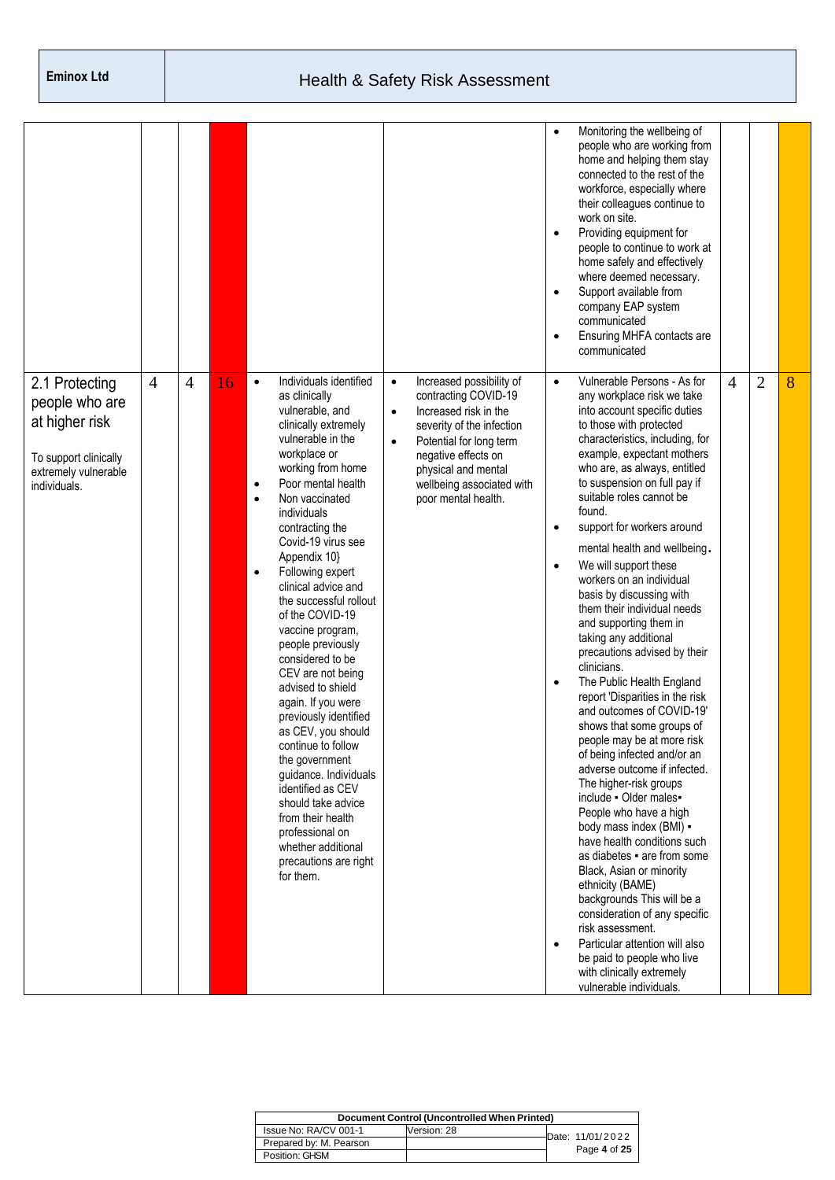| | | | | | | | | | |
|---|---|---|---|---|---|---|---|---|---|
| | | | | | | • Monitoring the wellbeing of people who are working from home and helping them stay connected to the rest of the workforce, especially where their colleagues continue to work on site.<br>• Providing equipment for people to continue to work at home safely and effectively where deemed necessary.<br>• Support available from company EAP system communicated<br>• Ensuring MHFA contacts are communicated | | | |
| 2.1 Protecting people who are at higher risk<br><br>To support clinically extremely vulnerable individuals. | 4 | 4 | 16 | • Individuals identified as clinically vulnerable, and clinically extremely vulnerable in the workplace or working from home<br>• Poor mental health<br>• Non vaccinated individuals contracting the Covid-19 virus see Appendix 10}<br>• Following expert clinical advice and the successful rollout of the COVID-19 vaccine program, people previously considered to be CEV are not being advised to shield again. If you were previously identified as CEV, you should continue to follow the government guidance. Individuals identified as CEV should take advice from their health professional on whether additional precautions are right for them. | • Increased possibility of contracting COVID-19<br>• Increased risk in the severity of the infection<br>• Potential for long term negative effects on physical and mental wellbeing associated with poor mental health. | • Vulnerable Persons - As for any workplace risk we take into account specific duties to those with protected characteristics, including, for example, expectant mothers who are, as always, entitled to suspension on full pay if suitable roles cannot be found.<br>• support for workers around mental health and wellbeing.<br>• We will support these workers on an individual basis by discussing with them their individual needs and supporting them in taking any additional precautions advised by their clinicians.<br>• The Public Health England report 'Disparities in the risk and outcomes of COVID-19' shows that some groups of people may be at more risk of being infected and/or an adverse outcome if infected. The higher-risk groups include ▪ Older males▪ People who have a high body mass index (BMI) ▪ have health conditions such as diabetes ▪ are from some Black, Asian or minority ethnicity (BAME) backgrounds This will be a consideration of any specific risk assessment.<br>• Particular attention will also be paid to people who live with clinically extremely vulnerable individuals. | 4 | 2 | 8 |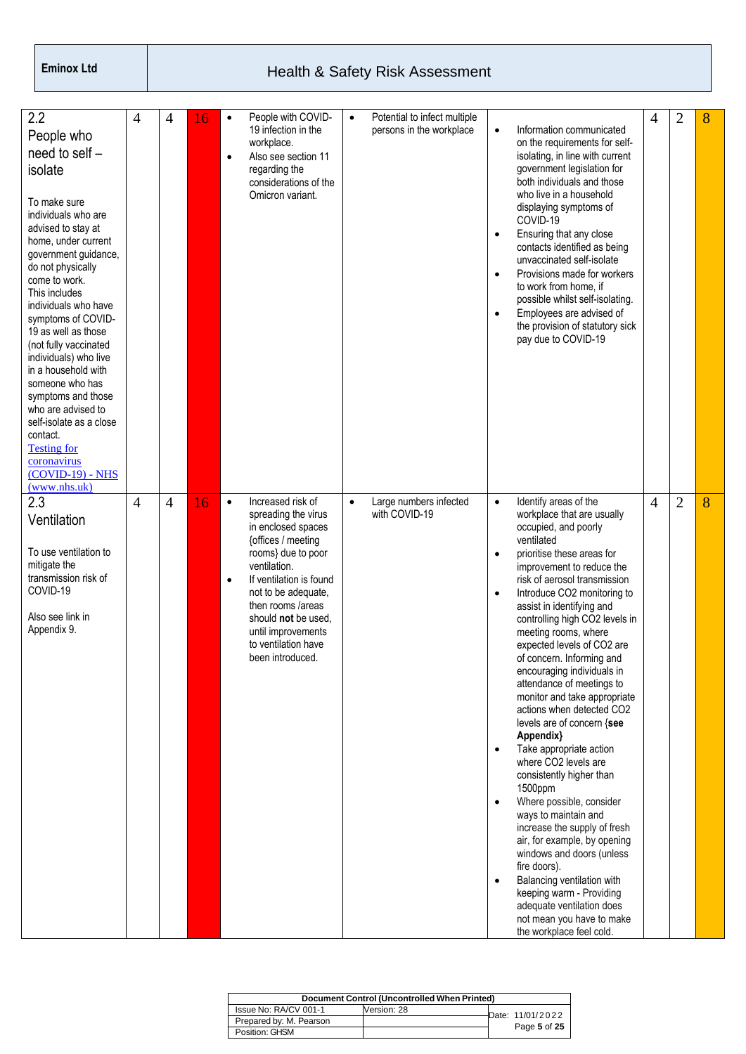| | | | | | | | | | |
|---|---|---|---|---|---|---|---|---|---|
| **2.2 People who need to self – isolate**<br><br>To make sure individuals who are advised to stay at home, under current government guidance, do not physically come to work.<br>This includes individuals who have symptoms of COVID-19 as well as those (not fully vaccinated individuals) who live in a household with someone who has symptoms and those who are advised to self-isolate as a close contact.<br>[Testing for coronavirus (COVID-19) - NHS (www.nhs.uk)] | 4 | 4 | 16 | • People with COVID-19 infection in the workplace.<br>• Also see section 11 regarding the considerations of the Omicron variant. | • Potential to infect multiple persons in the workplace | • Information communicated on the requirements for self-isolating, in line with current government legislation for both individuals and those who live in a household displaying symptoms of COVID-19<br>• Ensuring that any close contacts identified as being unvaccinated self-isolate<br>• Provisions made for workers to work from home, if possible whilst self-isolating.<br>• Employees are advised of the provision of statutory sick pay due to COVID-19 | 4 | 2 | 8 |
| **2.3 Ventilation**<br><br>To use ventilation to mitigate the transmission risk of COVID-19<br><br>Also see link in Appendix 9. | 4 | 4 | 16 | • Increased risk of spreading the virus in enclosed spaces {offices / meeting rooms} due to poor ventilation.<br>• If ventilation is found not to be adequate, then rooms /areas should **not** be used, until improvements to ventilation have been introduced. | • Large numbers infected with COVID-19 | • Identify areas of the workplace that are usually occupied, and poorly ventilated<br>• prioritise these areas for improvement to reduce the risk of aerosol transmission<br>• Introduce $CO_2$ monitoring to assist in identifying and controlling high $CO_2$ levels in meeting rooms, where expected levels of $CO_2$ are of concern. Informing and encouraging individuals in attendance of meetings to monitor and take appropriate actions when detected $CO_2$ levels are of concern {**see Appendix**}<br>• Take appropriate action where $CO_2$ levels are consistently higher than 1500ppm<br>• Where possible, consider ways to maintain and increase the supply of fresh air, for example, by opening windows and doors (unless fire doors).<br>• Balancing ventilation with keeping warm - Providing adequate ventilation does not mean you have to make the workplace feel cold. | 4 | 2 | 8 |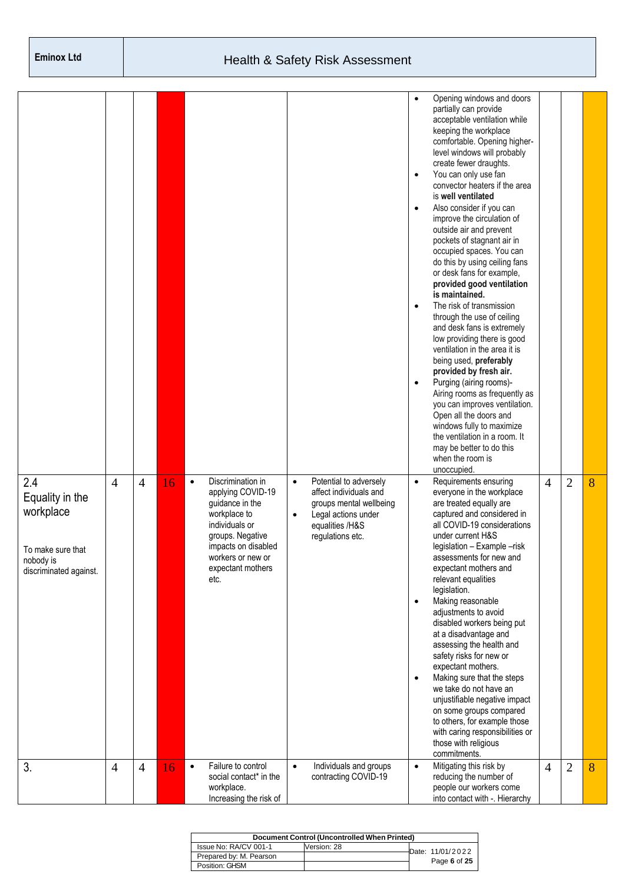| | | | | | | | | | |
|---|---|---|---|---|---|---|---|---|---|
| | | | | | | • Opening windows and doors partially can provide acceptable ventilation while keeping the workplace comfortable. Opening higher-level windows will probably create fewer draughts.<br>• You can only use fan convector heaters if the area is **well ventilated**<br>• Also consider if you can improve the circulation of outside air and prevent pockets of stagnant air in occupied spaces. You can do this by using ceiling fans or desk fans for example, **provided good ventilation is maintained.**<br>• The risk of transmission through the use of ceiling and desk fans is extremely low providing there is good ventilation in the area it is being used, **preferably provided by fresh air.**<br>• Purging (airing rooms)- Airing rooms as frequently as you can improves ventilation. Open all the doors and windows fully to maximize the ventilation in a room. It may be better to do this when the room is unoccupied. | | | |
| 2.4 Equality in the workplace<br><br>To make sure that nobody is discriminated against. | 4 | 4 | 16 | • Discrimination in applying COVID-19 guidance in the workplace to individuals or groups. Negative impacts on disabled workers or new or expectant mothers etc. | • Potential to adversely affect individuals and groups mental wellbeing<br>• Legal actions under equalities /H&S regulations etc. | • Requirements ensuring everyone in the workplace are treated equally are captured and considered in all COVID-19 considerations under current H&S legislation – Example –risk assessments for new and expectant mothers and relevant equalities legislation.<br>• Making reasonable adjustments to avoid disabled workers being put at a disadvantage and assessing the health and safety risks for new or expectant mothers.<br>• Making sure that the steps we take do not have an unjustifiable negative impact on some groups compared to others, for example those with caring responsibilities or those with religious commitments. | 4 | 2 | 8 |
| 3. | 4 | 4 | 16 | • Failure to control social contact* in the workplace. Increasing the risk of | • Individuals and groups contracting COVID-19 | • Mitigating this risk by reducing the number of people our workers come into contact with -. Hierarchy | 4 | 2 | 8 |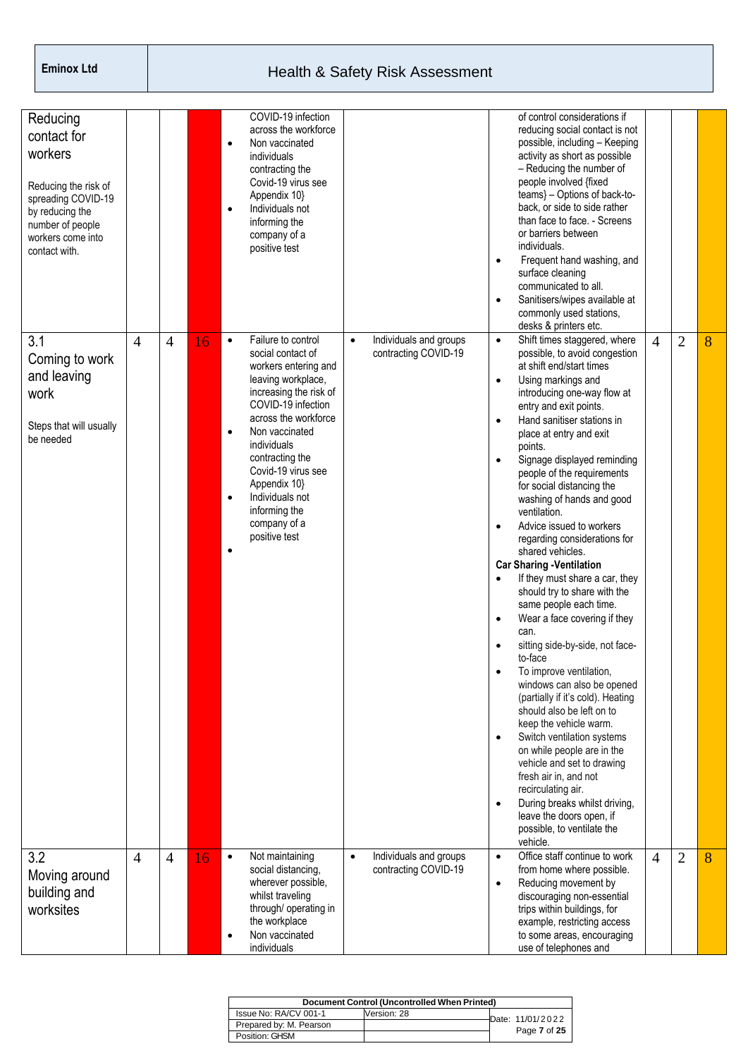| | | | | | | | | | |
|---|---|---|---|---|---|---|---|---|---|
| Reducing contact for workers<br><br>Reducing the risk of spreading COVID-19 by reducing the number of people workers come into contact with. | | | | COVID-19 infection across the workforce<br>• Non vaccinated individuals contracting the Covid-19 virus see Appendix 10}<br>• Individuals not informing the company of a positive test | | of control considerations if reducing social contact is not possible, including – Keeping activity as short as possible – Reducing the number of people involved {fixed teams} – Options of back-to-back, or side to side rather than face to face. - Screens or barriers between individuals.<br>• Frequent hand washing, and surface cleaning communicated to all.<br>• Sanitisers/wipes available at commonly used stations, desks & printers etc. | | | |
| 3.1 Coming to work and leaving work<br><br>Steps that will usually be needed | 4 | 4 | 16 | • Failure to control social contact of workers entering and leaving workplace, increasing the risk of COVID-19 infection across the workforce<br>• Non vaccinated individuals contracting the Covid-19 virus see Appendix 10}<br>• Individuals not informing the company of a positive test<br>• | • Individuals and groups contracting COVID-19 | • Shift times staggered, where possible, to avoid congestion at shift end/start times<br>• Using markings and introducing one-way flow at entry and exit points.<br>• Hand sanitiser stations in place at entry and exit points.<br>• Signage displayed reminding people of the requirements for social distancing the washing of hands and good ventilation.<br>• Advice issued to workers regarding considerations for shared vehicles.<br>**Car Sharing -Ventilation**<br>• If they must share a car, they should try to share with the same people each time.<br>• Wear a face covering if they can.<br>• sitting side-by-side, not face-to-face<br>• To improve ventilation, windows can also be opened (partially if it's cold). Heating should also be left on to keep the vehicle warm.<br>• Switch ventilation systems on while people are in the vehicle and set to drawing fresh air in, and not recirculating air.<br>• During breaks whilst driving, leave the doors open, if possible, to ventilate the vehicle. | 4 | 2 | 8 |
| 3.2 Moving around building and worksites | 4 | 4 | 16 | • Not maintaining social distancing, wherever possible, whilst traveling through/ operating in the workplace<br>• Non vaccinated individuals | • Individuals and groups contracting COVID-19 | • Office staff continue to work from home where possible.<br>• Reducing movement by discouraging non-essential trips within buildings, for example, restricting access to some areas, encouraging use of telephones and | 4 | 2 | 8 |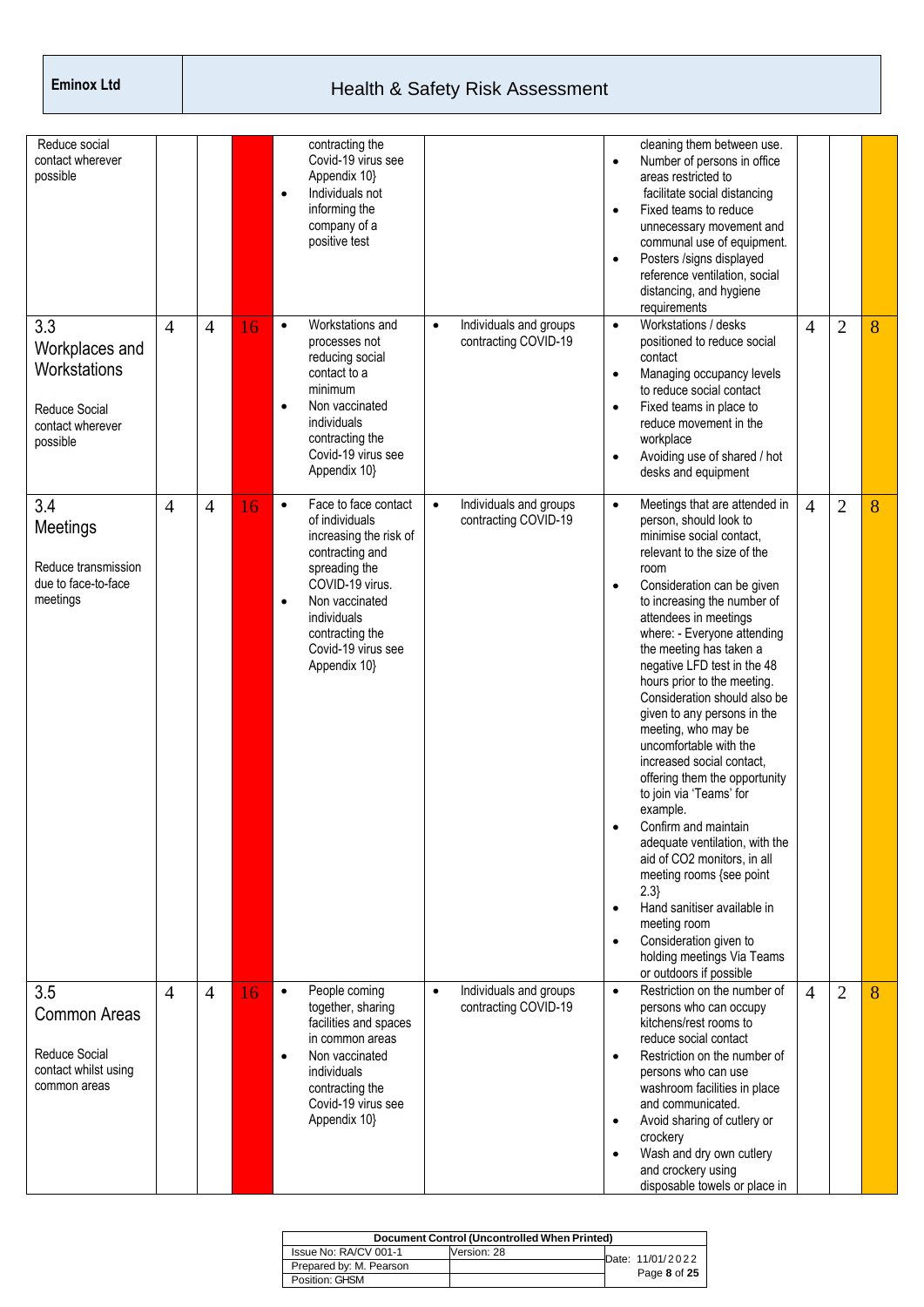| | | | | | | | | | |
|---|---|---|---|---|---|---|---|---|---|
| Reduce social contact wherever possible | | | | contracting the Covid-19 virus see Appendix 10}<br>• Individuals not informing the company of a positive test | | cleaning them between use.<br>• Number of persons in office areas restricted to facilitate social distancing<br>• Fixed teams to reduce unnecessary movement and communal use of equipment.<br>• Posters /signs displayed reference ventilation, social distancing, and hygiene requirements | | | |
| 3.3 Workplaces and Workstations<br><br>Reduce Social contact wherever possible | 4 | 4 | 16 | • Workstations and processes not reducing social contact to a minimum<br>• Non vaccinated individuals contracting the Covid-19 virus see Appendix 10} | • Individuals and groups contracting COVID-19 | • Workstations / desks positioned to reduce social contact<br>• Managing occupancy levels to reduce social contact<br>• Fixed teams in place to reduce movement in the workplace<br>• Avoiding use of shared / hot desks and equipment | 4 | 2 | 8 |
| 3.4 Meetings<br><br>Reduce transmission due to face-to-face meetings | 4 | 4 | 16 | • Face to face contact of individuals increasing the risk of contracting and spreading the COVID-19 virus.<br>• Non vaccinated individuals contracting the Covid-19 virus see Appendix 10} | • Individuals and groups contracting COVID-19 | • Meetings that are attended in person, should look to minimise social contact, relevant to the size of the room<br>• Consideration can be given to increasing the number of attendees in meetings where: - Everyone attending the meeting has taken a negative LFD test in the 48 hours prior to the meeting. Consideration should also be given to any persons in the meeting, who may be uncomfortable with the increased social contact, offering them the opportunity to join via 'Teams' for example.<br>• Confirm and maintain adequate ventilation, with the aid of $CO_2$ monitors, in all meeting rooms {see point 2.3}<br>• Hand sanitiser available in meeting room<br>• Consideration given to holding meetings Via Teams or outdoors if possible | 4 | 2 | 8 |
| 3.5 Common Areas<br><br>Reduce Social contact whilst using common areas | 4 | 4 | 16 | • People coming together, sharing facilities and spaces in common areas<br>• Non vaccinated individuals contracting the Covid-19 virus see Appendix 10} | • Individuals and groups contracting COVID-19 | • Restriction on the number of persons who can occupy kitchens/rest rooms to reduce social contact<br>• Restriction on the number of persons who can use washroom facilities in place and communicated.<br>• Avoid sharing of cutlery or crockery<br>• Wash and dry own cutlery and crockery using disposable towels or place in | 4 | 2 | 8 |

| Document Control (Uncontrolled When Printed) | | |
|---|---|---|
| Issue No: RA/CV 001-1 | Version: 28 | Date: 11/01/2022 |
| Prepared by: M. Pearson | | |
| Position: GHSM | | |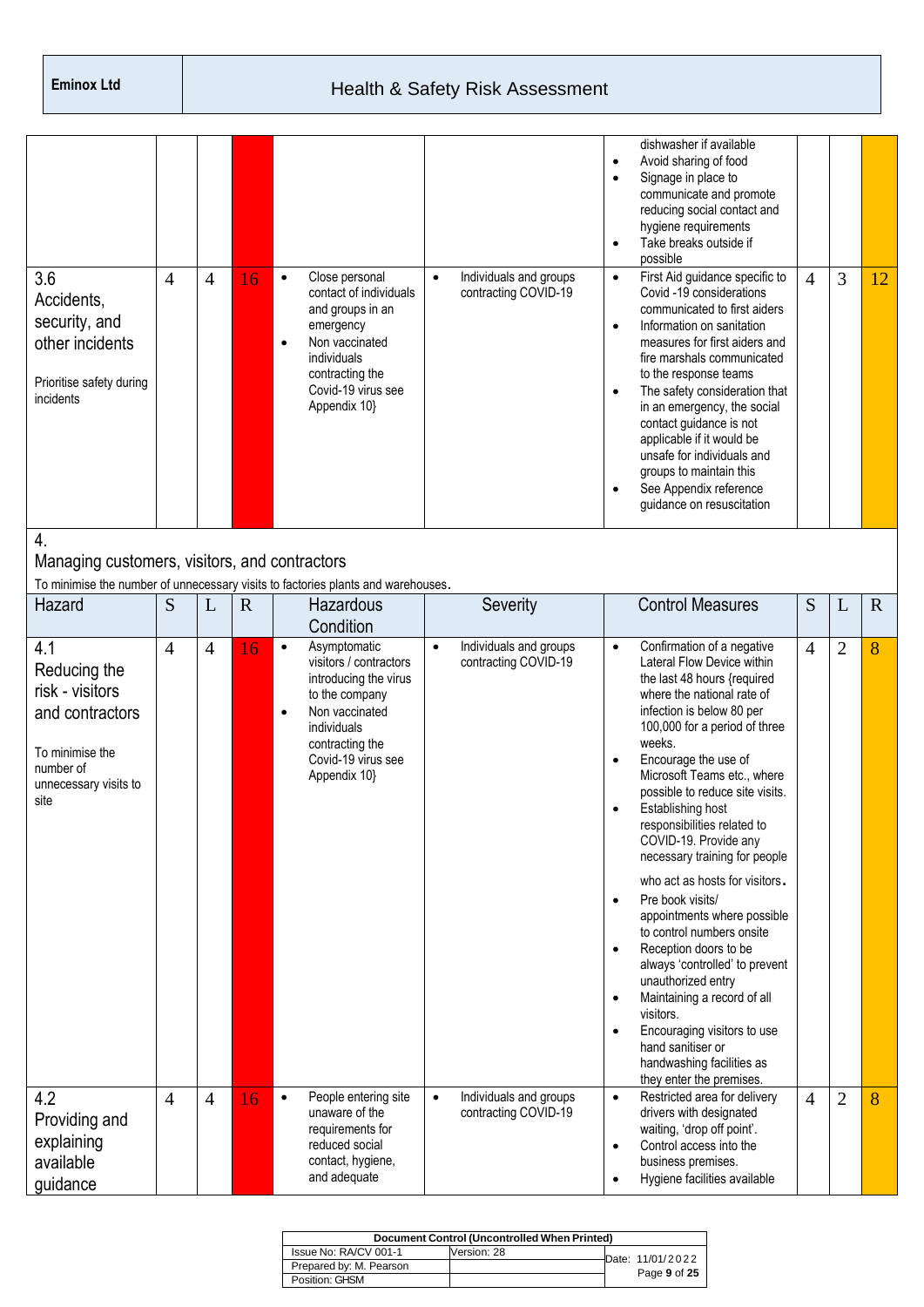| | | | | | | | | | |
|---|---|---|---|---|---|---|---|---|---|
| | | | | | | dishwasher if available<br>• Avoid sharing of food<br>• Signage in place to communicate and promote reducing social contact and hygiene requirements<br>• Take breaks outside if possible | | | |
| 3.6<br>Accidents, security, and other incidents<br><br>Prioritise safety during incidents | 4 | 4 | 16 | • Close personal contact of individuals and groups in an emergency<br>• Non vaccinated individuals contracting the Covid-19 virus see Appendix 10} | • Individuals and groups contracting COVID-19 | • First Aid guidance specific to Covid -19 considerations communicated to first aiders<br>• Information on sanitation measures for first aiders and fire marshals communicated to the response teams<br>• The safety consideration that in an emergency, the social contact guidance is not applicable if it would be unsafe for individuals and groups to maintain this<br>• See Appendix reference guidance on resuscitation | 4 | 3 | 12 |

## 4.
## Managing customers, visitors, and contractors

To minimise the number of unnecessary visits to factories plants and warehouses.

| Hazard | S | L | R | Hazardous Condition | Severity | Control Measures | S | L | R |
|---|---|---|---|---|---|---|---|---|---|
| 4.1<br>Reducing the risk - visitors and contractors<br><br>To minimise the number of unnecessary visits to site | 4 | 4 | 16 | • Asymptomatic visitors / contractors introducing the virus to the company<br>• Non vaccinated individuals contracting the Covid-19 virus see Appendix 10} | • Individuals and groups contracting COVID-19 | • Confirmation of a negative Lateral Flow Device within the last 48 hours {required where the national rate of infection is below 80 per 100,000 for a period of three weeks.<br>• Encourage the use of Microsoft Teams etc., where possible to reduce site visits.<br>• Establishing host responsibilities related to COVID-19. Provide any necessary training for people who act as hosts for visitors.<br>• Pre book visits/ appointments where possible to control numbers onsite<br>• Reception doors to be always 'controlled' to prevent unauthorized entry<br>• Maintaining a record of all visitors.<br>• Encouraging visitors to use hand sanitiser or handwashing facilities as they enter the premises. | 4 | 2 | 8 |
| 4.2<br>Providing and explaining available guidance | 4 | 4 | 16 | • People entering site unaware of the requirements for reduced social contact, hygiene, and adequate | • Individuals and groups contracting COVID-19 | • Restricted area for delivery drivers with designated waiting, 'drop off point'.<br>• Control access into the business premises.<br>• Hygiene facilities available | 4 | 2 | 8 |

| Document Control (Uncontrolled When Printed) | | |
|---|---|---|
| Issue No: RA/CV 001-1 | Version: 28 | Date: 11/01/2022 |
| Prepared by: M. Pearson | | |
| Position: GHSM | | |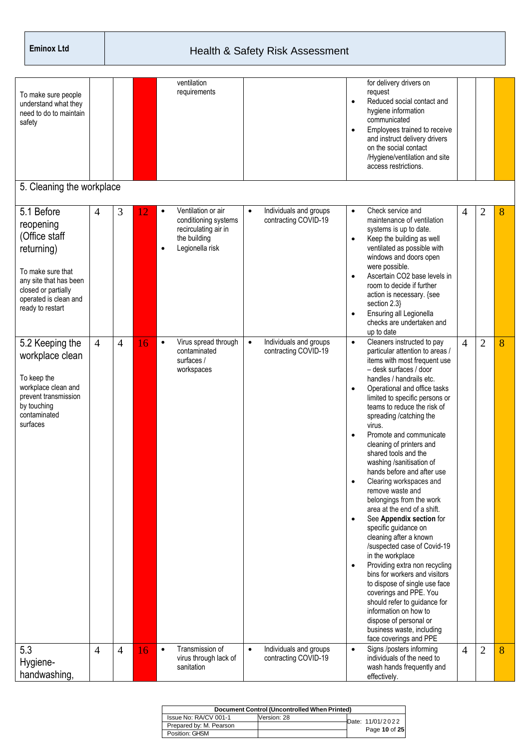| | | | | | | | | | |
|---|---|---|---|---|---|---|---|---|---|
| To make sure people understand what they need to do to maintain safety | | | | ventilation requirements | | for delivery drivers on request<br>• Reduced social contact and hygiene information communicated<br>• Employees trained to receive and instruct delivery drivers on the social contact /Hygiene/ventilation and site access restrictions. | | | |
| **5. Cleaning the workplace** | | | | | | | | | |
| 5.1 Before reopening (Office staff returning)<br><br>To make sure that any site that has been closed or partially operated is clean and ready to restart | 4 | 3 | 12 | • Ventilation or air conditioning systems recirculating air in the building<br>• Legionella risk | • Individuals and groups contracting COVID-19 | • Check service and maintenance of ventilation systems is up to date.<br>• Keep the building as well ventilated as possible with windows and doors open were possible.<br>• Ascertain CO2 base levels in room to decide if further action is necessary. {see section 2.3}<br>• Ensuring all Legionella checks are undertaken and up to date | 4 | 2 | 8 |
| 5.2 Keeping the workplace clean<br><br>To keep the workplace clean and prevent transmission by touching contaminated surfaces | 4 | 4 | 16 | • Virus spread through contaminated surfaces / workspaces | • Individuals and groups contracting COVID-19 | • Cleaners instructed to pay particular attention to areas / items with most frequent use – desk surfaces / door handles / handrails etc.<br>• Operational and office tasks limited to specific persons or teams to reduce the risk of spreading /catching the virus.<br>• Promote and communicate cleaning of printers and shared tools and the washing /sanitisation of hands before and after use<br>• Clearing workspaces and remove waste and belongings from the work area at the end of a shift.<br>• See **Appendix section** for specific guidance on cleaning after a known /suspected case of Covid-19 in the workplace<br>• Providing extra non recycling bins for workers and visitors to dispose of single use face coverings and PPE. You should refer to guidance for information on how to dispose of personal or business waste, including face coverings and PPE | 4 | 2 | 8 |
| 5.3 Hygiene-handwashing, | 4 | 4 | 16 | • Transmission of virus through lack of sanitation | • Individuals and groups contracting COVID-19 | • Signs /posters informing individuals of the need to wash hands frequently and effectively. | 4 | 2 | 8 |

| Document Control (Uncontrolled When Printed) | | |
|---|---|---|
| Issue No: RA/CV 001-1 | Version: 28 | Date: 11/01/2022 |
| Prepared by: M. Pearson | | |
| Position: GHSM | | |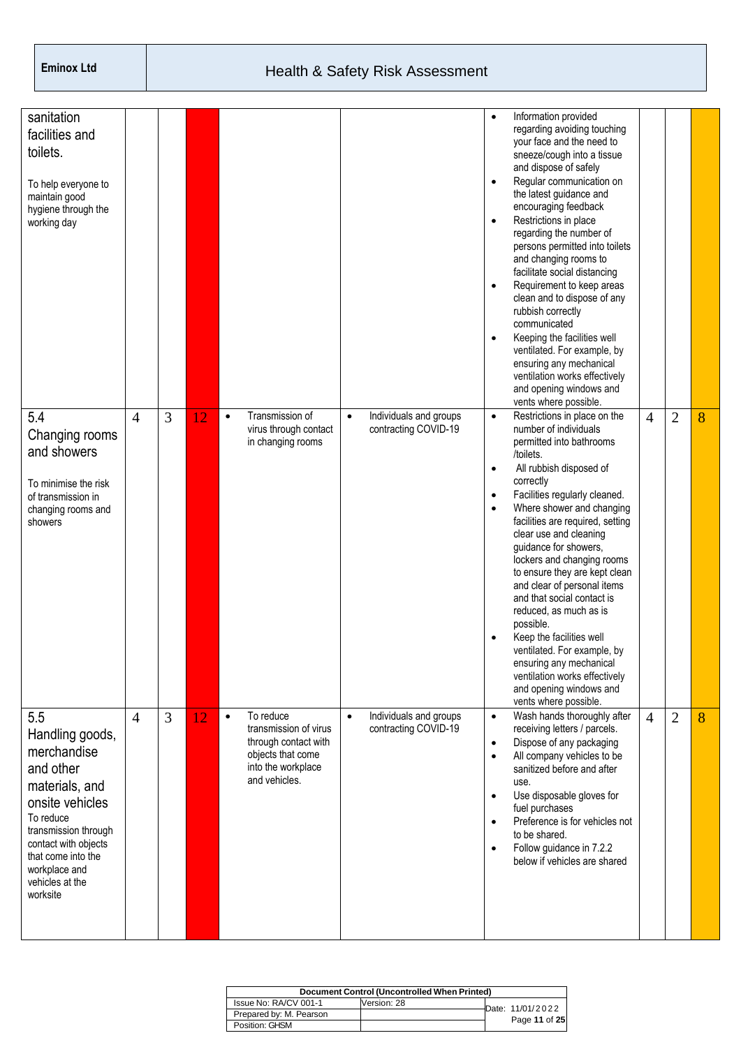| | | | | | | | | | |
|---|---|---|---|---|---|---|---|---|---|
| sanitation facilities and toilets.<br><br>To help everyone to maintain good hygiene through the working day | | | | | | • Information provided regarding avoiding touching your face and the need to sneeze/cough into a tissue and dispose of safely<br>• Regular communication on the latest guidance and encouraging feedback<br>• Restrictions in place regarding the number of persons permitted into toilets and changing rooms to facilitate social distancing<br>• Requirement to keep areas clean and to dispose of any rubbish correctly communicated<br>• Keeping the facilities well ventilated. For example, by ensuring any mechanical ventilation works effectively and opening windows and vents where possible. | | | |
| 5.4 Changing rooms and showers<br><br>To minimise the risk of transmission in changing rooms and showers | 4 | 3 | 12 | • Transmission of virus through contact in changing rooms | • Individuals and groups contracting COVID-19 | • Restrictions in place on the number of individuals permitted into bathrooms /toilets.<br>• All rubbish disposed of correctly<br>• Facilities regularly cleaned.<br>• Where shower and changing facilities are required, setting clear use and cleaning guidance for showers, lockers and changing rooms to ensure they are kept clean and clear of personal items and that social contact is reduced, as much as is possible.<br>• Keep the facilities well ventilated. For example, by ensuring any mechanical ventilation works effectively and opening windows and vents where possible. | 4 | 2 | 8 |
| 5.5 Handling goods, merchandise and other materials, and onsite vehicles<br>To reduce transmission through contact with objects that come into the workplace and vehicles at the worksite | 4 | 3 | 12 | • To reduce transmission of virus through contact with objects that come into the workplace and vehicles. | • Individuals and groups contracting COVID-19 | • Wash hands thoroughly after receiving letters / parcels.<br>• Dispose of any packaging<br>• All company vehicles to be sanitized before and after use.<br>• Use disposable gloves for fuel purchases<br>• Preference is for vehicles not to be shared.<br>• Follow guidance in 7.2.2 below if vehicles are shared | 4 | 2 | 8 |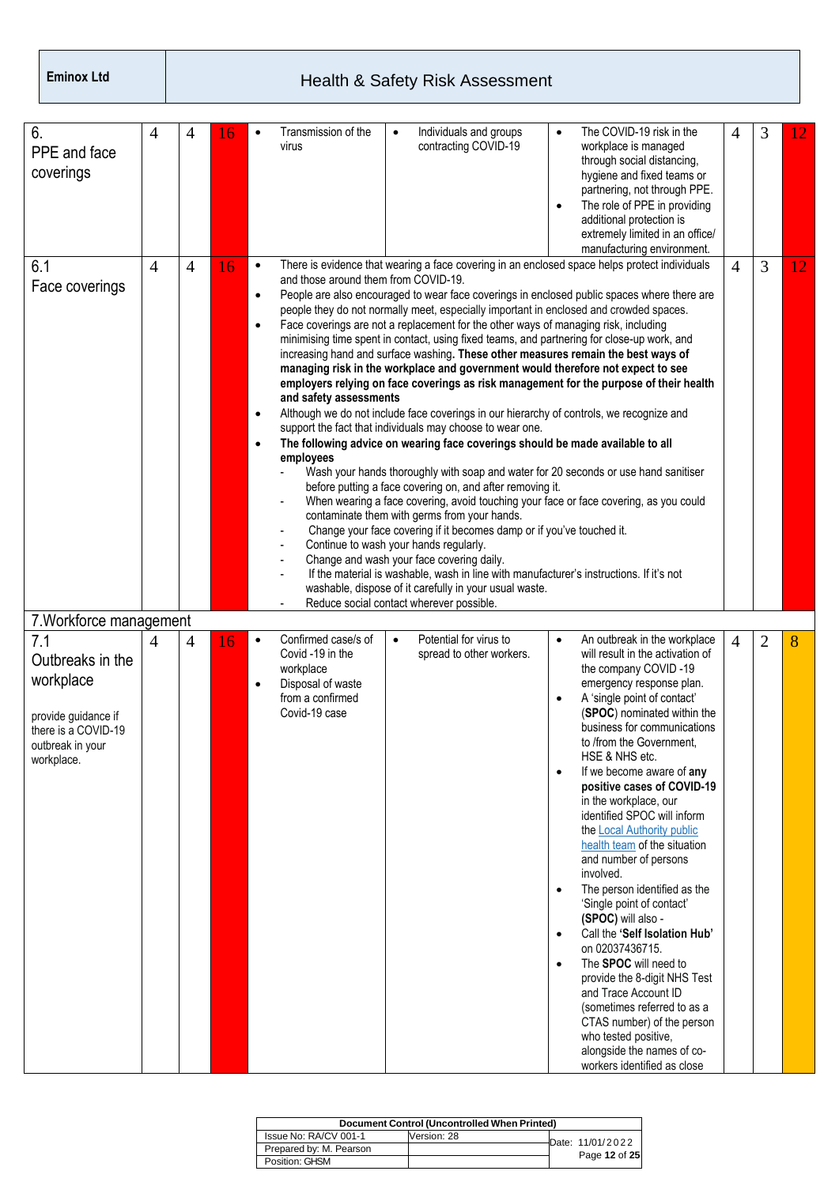| | | | | | | | | | |
|---|---|---|---|---|---|---|---|---|---|
| 6. PPE and face coverings | 4 | 4 | 16 | • Transmission of the virus | • Individuals and groups contracting COVID-19 | • The COVID-19 risk in the workplace is managed through social distancing, hygiene and fixed teams or partnering, not through PPE.<br>• The role of PPE in providing additional protection is extremely limited in an office/ manufacturing environment. | 4 | 3 | 12 |
| 6.1 Face coverings | 4 | 4 | 16 | • There is evidence that wearing a face covering in an enclosed space helps protect individuals and those around them from COVID-19.<br>• People are also encouraged to wear face coverings in enclosed public spaces where there are people they do not normally meet, especially important in enclosed and crowded spaces.<br>• Face coverings are not a replacement for the other ways of managing risk, including minimising time spent in contact, using fixed teams, and partnering for close-up work, and increasing hand and surface washing. **These other measures remain the best ways of managing risk in the workplace and government would therefore not expect to see employers relying on face coverings as risk management for the purpose of their health and safety assessments**<br>• Although we do not include face coverings in our hierarchy of controls, we recognize and support the fact that individuals may choose to wear one.<br>• **The following advice on wearing face coverings should be made available to all employees**<br>- Wash your hands thoroughly with soap and water for 20 seconds or use hand sanitiser before putting a face covering on, and after removing it.<br>- When wearing a face covering, avoid touching your face or face covering, as you could contaminate them with germs from your hands.<br>- Change your face covering if it becomes damp or if you've touched it.<br>- Continue to wash your hands regularly.<br>- Change and wash your face covering daily.<br>- If the material is washable, wash in line with manufacturer's instructions. If it's not washable, dispose of it carefully in your usual waste.<br>- Reduce social contact wherever possible. | | | 4 | 3 | 12 |
| 7.Workforce management | | | | | | | | | |
| 7.1 Outbreaks in the workplace<br><br>provide guidance if there is a COVID-19 outbreak in your workplace. | 4 | 4 | 16 | • Confirmed case/s of Covid -19 in the workplace<br>• Disposal of waste from a confirmed Covid-19 case | • Potential for virus to spread to other workers. | • An outbreak in the workplace will result in the activation of the company COVID -19 emergency response plan.<br>• A 'single point of contact' (**SPOC**) nominated within the business for communications to /from the Government, HSE & NHS etc.<br>• If we become aware of **any positive cases of COVID-19** in the workplace, our identified SPOC will inform the Local Authority public health team of the situation and number of persons involved.<br>• The person identified as the 'Single point of contact' (**SPOC**) will also -<br>• Call the **'Self Isolation Hub'** on 02037436715.<br>• The **SPOC** will need to provide the 8-digit NHS Test and Trace Account ID (sometimes referred to as a CTAS number) of the person who tested positive, alongside the names of co-workers identified as close | 4 | 2 | 8 |

| Document Control (Uncontrolled When Printed) | | |
|---|---|---|
| Issue No: RA/CV 001-1 | Version: 28 | Date: 11/01/2022 |
| Prepared by: M. Pearson | | |
| Position: GHSM | | |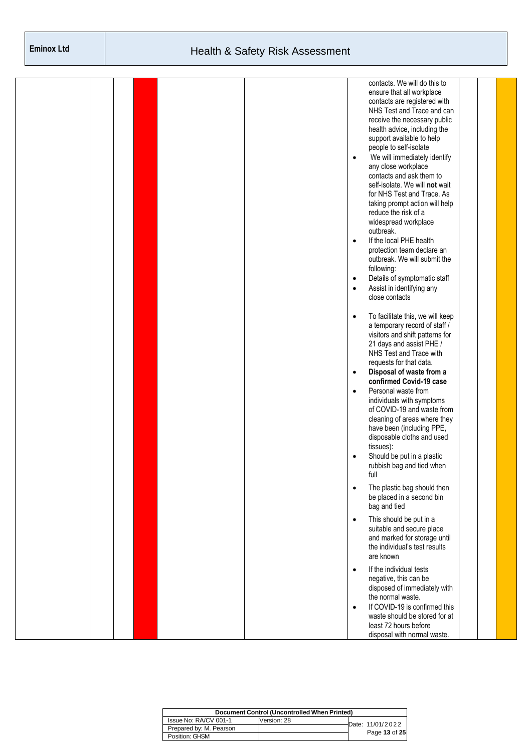| | | | | | | | | |
|---|---|---|---|---|---|---|---|---|
| | | | | | contacts. We will do this to ensure that all workplace contacts are registered with NHS Test and Trace and can receive the necessary public health advice, including the support available to help people to self-isolate<br>• We will immediately identify any close workplace contacts and ask them to self-isolate. We will **not** wait for NHS Test and Trace. As taking prompt action will help reduce the risk of a widespread workplace outbreak.<br>• If the local PHE health protection team declare an outbreak. We will submit the following:<br>• Details of symptomatic staff<br>• Assist in identifying any close contacts<br>• To facilitate this, we will keep a temporary record of staff / visitors and shift patterns for 21 days and assist PHE / NHS Test and Trace with requests for that data.<br>• **Disposal of waste from a confirmed Covid-19 case**<br>• Personal waste from individuals with symptoms of COVID-19 and waste from cleaning of areas where they have been (including PPE, disposable cloths and used tissues):<br>• Should be put in a plastic rubbish bag and tied when full<br>• The plastic bag should then be placed in a second bin bag and tied<br>• This should be put in a suitable and secure place and marked for storage until the individual's test results are known<br>• If the individual tests negative, this can be disposed of immediately with the normal waste.<br>• If COVID-19 is confirmed this waste should be stored for at least 72 hours before disposal with normal waste. | | | |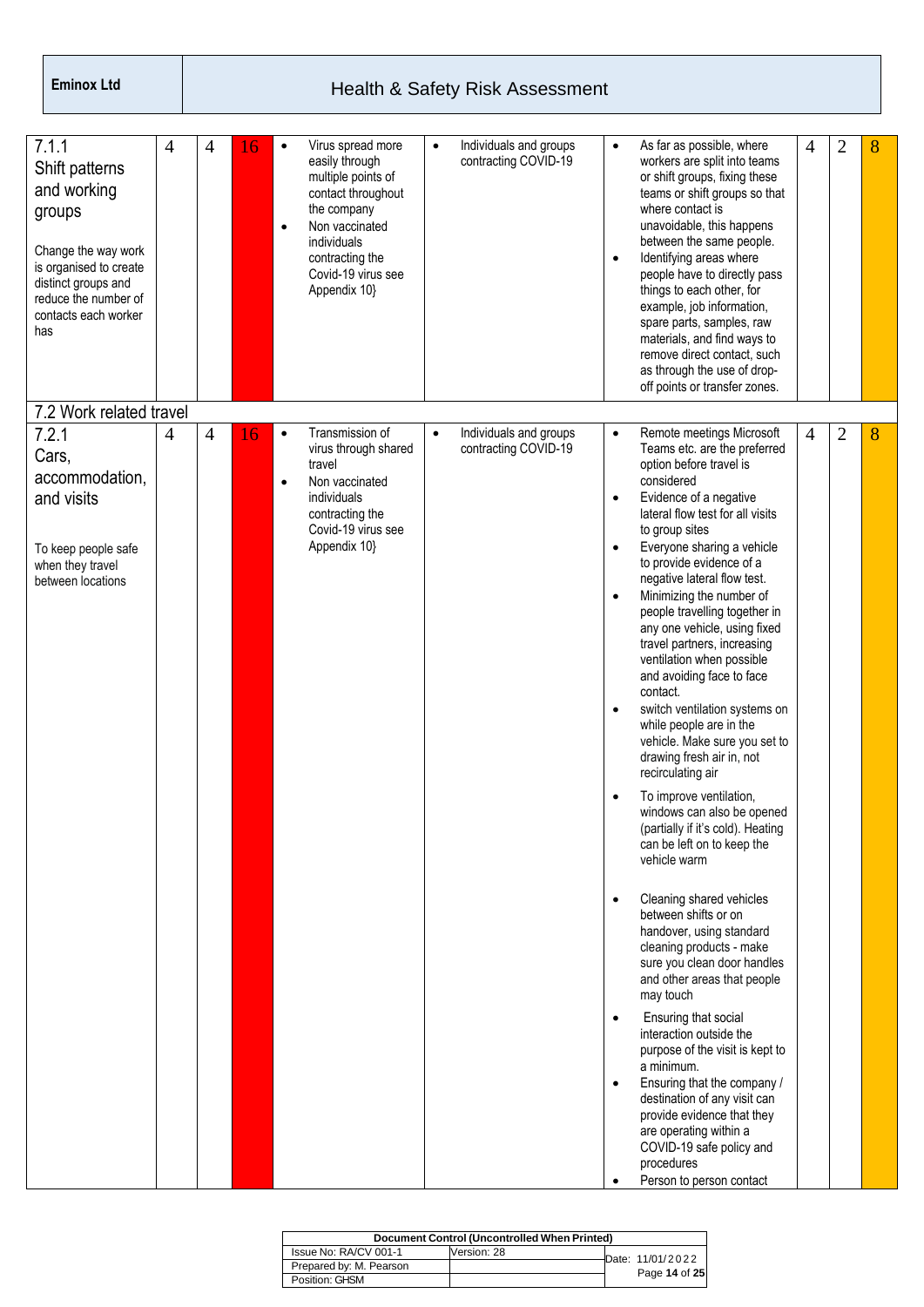| | | | | | | | | | |
|---|---|---|---|---|---|---|---|---|---|
| 7.1.1 Shift patterns and working groups<br><br>Change the way work is organised to create distinct groups and reduce the number of contacts each worker has | 4 | 4 | 16 | • Virus spread more easily through multiple points of contact throughout the company<br>• Non vaccinated individuals contracting the Covid-19 virus see Appendix 10} | • Individuals and groups contracting COVID-19 | • As far as possible, where workers are split into teams or shift groups, fixing these teams or shift groups so that where contact is unavoidable, this happens between the same people.<br>• Identifying areas where people have to directly pass things to each other, for example, job information, spare parts, samples, raw materials, and find ways to remove direct contact, such as through the use of drop-off points or transfer zones. | 4 | 2 | 8 |
| 7.2 Work related travel | | | | | | | | | |
| 7.2.1 Cars, accommodation, and visits<br><br>To keep people safe when they travel between locations | 4 | 4 | 16 | • Transmission of virus through shared travel<br>• Non vaccinated individuals contracting the Covid-19 virus see Appendix 10} | • Individuals and groups contracting COVID-19 | • Remote meetings Microsoft Teams etc. are the preferred option before travel is considered<br>• Evidence of a negative lateral flow test for all visits to group sites<br>• Everyone sharing a vehicle to provide evidence of a negative lateral flow test.<br>• Minimizing the number of people travelling together in any one vehicle, using fixed travel partners, increasing ventilation when possible and avoiding face to face contact.<br>• switch ventilation systems on while people are in the vehicle. Make sure you set to drawing fresh air in, not recirculating air<br>• To improve ventilation, windows can also be opened (partially if it's cold). Heating can be left on to keep the vehicle warm<br>• Cleaning shared vehicles between shifts or on handover, using standard cleaning products - make sure you clean door handles and other areas that people may touch<br>• Ensuring that social interaction outside the purpose of the visit is kept to a minimum.<br>• Ensuring that the company / destination of any visit can provide evidence that they are operating within a COVID-19 safe policy and procedures<br>• Person to person contact | 4 | 2 | 8 |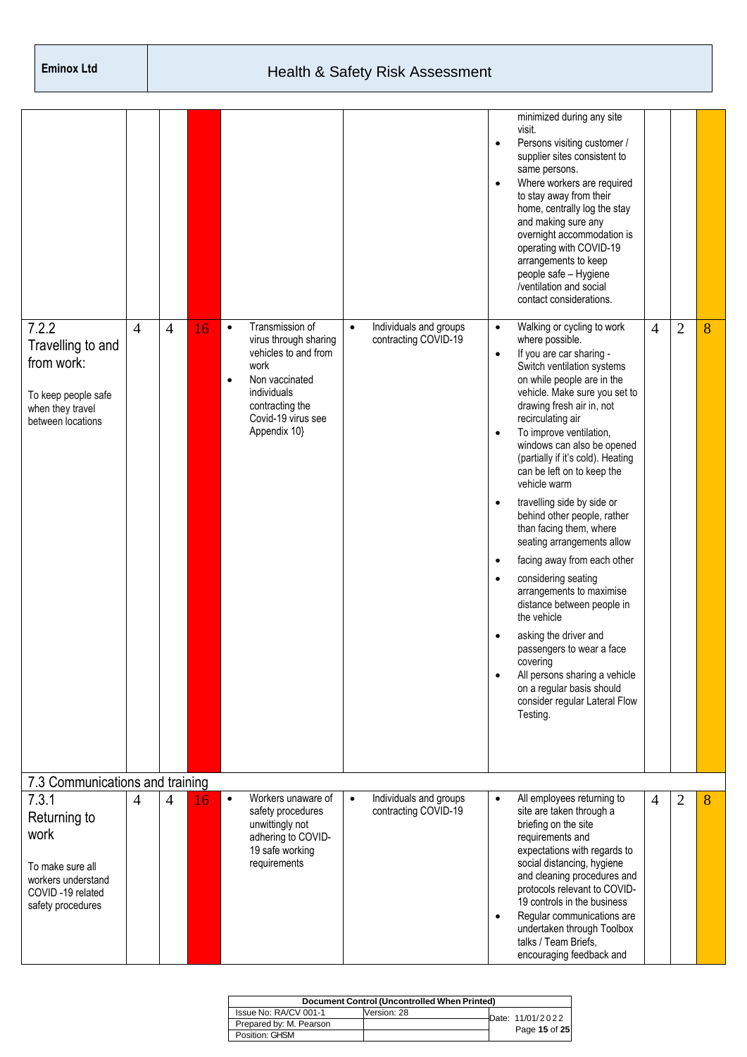| | | | | | | | | | |
|---|---|---|---|---|---|---|---|---|---|
| | | | | | | • minimized during any site visit.<br>• Persons visiting customer / supplier sites consistent to same persons.<br>• Where workers are required to stay away from their home, centrally log the stay and making sure any overnight accommodation is operating with COVID-19 arrangements to keep people safe – Hygiene /ventilation and social contact considerations. | | | |
| **7.2.2 Travelling to and from work:**<br><br>To keep people safe when they travel between locations | 4 | 4 | 16 | • Transmission of virus through sharing vehicles to and from work<br>• Non vaccinated individuals contracting the Covid-19 virus see Appendix 10} | • Individuals and groups contracting COVID-19 | • Walking or cycling to work where possible.<br>• If you are car sharing - Switch ventilation systems on while people are in the vehicle. Make sure you set to drawing fresh air in, not recirculating air<br>• To improve ventilation, windows can also be opened (partially if it's cold). Heating can be left on to keep the vehicle warm<br>• travelling side by side or behind other people, rather than facing them, where seating arrangements allow<br>• facing away from each other<br>• considering seating arrangements to maximise distance between people in the vehicle<br>• asking the driver and passengers to wear a face covering<br>• All persons sharing a vehicle on a regular basis should consider regular Lateral Flow Testing. | 4 | 2 | 8 |
| **7.3 Communications and training** | | | | | | | | | |
| **7.3.1 Returning to work**<br><br>To make sure all workers understand COVID -19 related safety procedures | 4 | 4 | 16 | • Workers unaware of safety procedures unwittingly not adhering to COVID-19 safe working requirements | • Individuals and groups contracting COVID-19 | • All employees returning to site are taken through a briefing on the site requirements and expectations with regards to social distancing, hygiene and cleaning procedures and protocols relevant to COVID-19 controls in the business<br>• Regular communications are undertaken through Toolbox talks / Team Briefs, encouraging feedback and | 4 | 2 | 8 |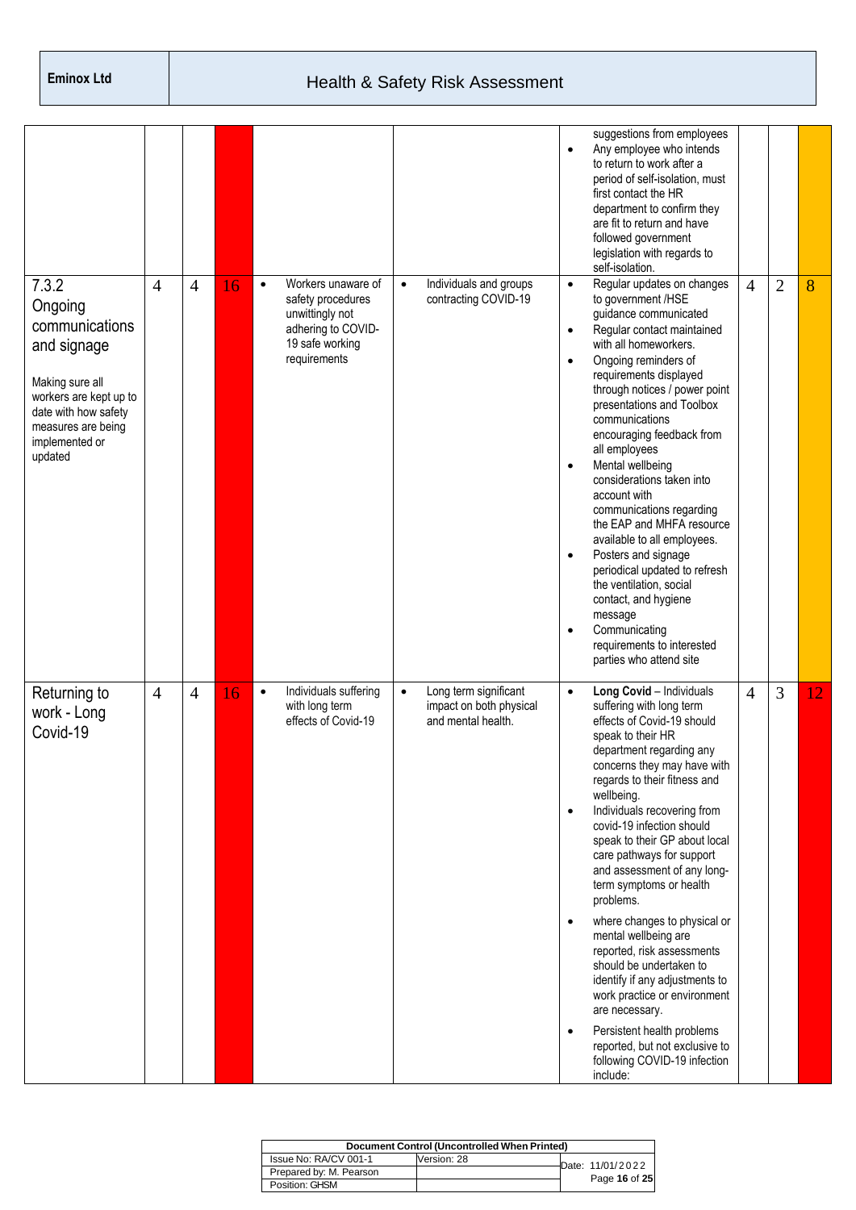| | | | | | | | | | |
|---|---|---|---|---|---|---|---|---|---|
| | | | | | | suggestions from employees<br>• Any employee who intends to return to work after a period of self-isolation, must first contact the HR department to confirm they are fit to return and have followed government legislation with regards to self-isolation. | | | |
| 7.3.2 Ongoing communications and signage<br><br>Making sure all workers are kept up to date with how safety measures are being implemented or updated | 4 | 4 | 16 | • Workers unaware of safety procedures unwittingly not adhering to COVID-19 safe working requirements | • Individuals and groups contracting COVID-19 | • Regular updates on changes to government /HSE guidance communicated<br>• Regular contact maintained with all homeworkers.<br>• Ongoing reminders of requirements displayed through notices / power point presentations and Toolbox communications encouraging feedback from all employees<br>• Mental wellbeing considerations taken into account with communications regarding the EAP and MHFA resource available to all employees.<br>• Posters and signage periodical updated to refresh the ventilation, social contact, and hygiene message<br>• Communicating requirements to interested parties who attend site | 4 | 2 | 8 |
| Returning to work - Long Covid-19 | 4 | 4 | 16 | • Individuals suffering with long term effects of Covid-19 | • Long term significant impact on both physical and mental health. | • **Long Covid** – Individuals suffering with long term effects of Covid-19 should speak to their HR department regarding any concerns they may have with regards to their fitness and wellbeing.<br>• Individuals recovering from covid-19 infection should speak to their GP about local care pathways for support and assessment of any long-term symptoms or health problems.<br>• where changes to physical or mental wellbeing are reported, risk assessments should be undertaken to identify if any adjustments to work practice or environment are necessary.<br>• Persistent health problems reported, but not exclusive to following COVID-19 infection include: | 4 | 3 | 12 |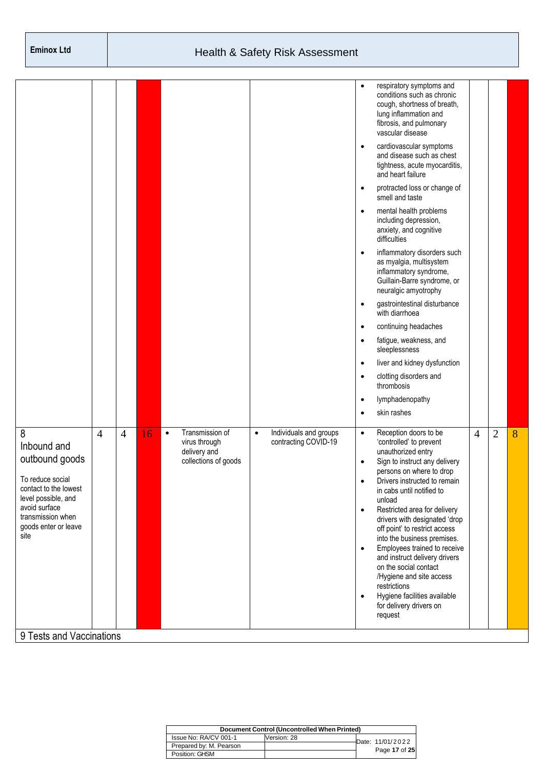| | | | | | | | | | |
|---|---|---|---|---|---|---|---|---|---|
| | | | | | | • respiratory symptoms and conditions such as chronic cough, shortness of breath, lung inflammation and fibrosis, and pulmonary vascular disease<br>• cardiovascular symptoms and disease such as chest tightness, acute myocarditis, and heart failure<br>• protracted loss or change of smell and taste<br>• mental health problems including depression, anxiety, and cognitive difficulties<br>• inflammatory disorders such as myalgia, multisystem inflammatory syndrome, Guillain-Barre syndrome, or neuralgic amyotrophy<br>• gastrointestinal disturbance with diarrhoea<br>• continuing headaches<br>• fatigue, weakness, and sleeplessness<br>• liver and kidney dysfunction<br>• clotting disorders and thrombosis<br>• lymphadenopathy<br>• skin rashes | | | |
| 8<br>Inbound and outbound goods<br><br>To reduce social contact to the lowest level possible, and avoid surface transmission when goods enter or leave site | 4 | 4 | 16 | • Transmission of virus through delivery and collections of goods | • Individuals and groups contracting COVID-19 | • Reception doors to be 'controlled' to prevent unauthorized entry<br>• Sign to instruct any delivery persons on where to drop<br>• Drivers instructed to remain in cabs until notified to unload<br>• Restricted area for delivery drivers with designated 'drop off point' to restrict access into the business premises.<br>• Employees trained to receive and instruct delivery drivers on the social contact /Hygiene and site access restrictions<br>• Hygiene facilities available for delivery drivers on request | 4 | 2 | 8 |
| 9 Tests and Vaccinations | | | | | | | | | |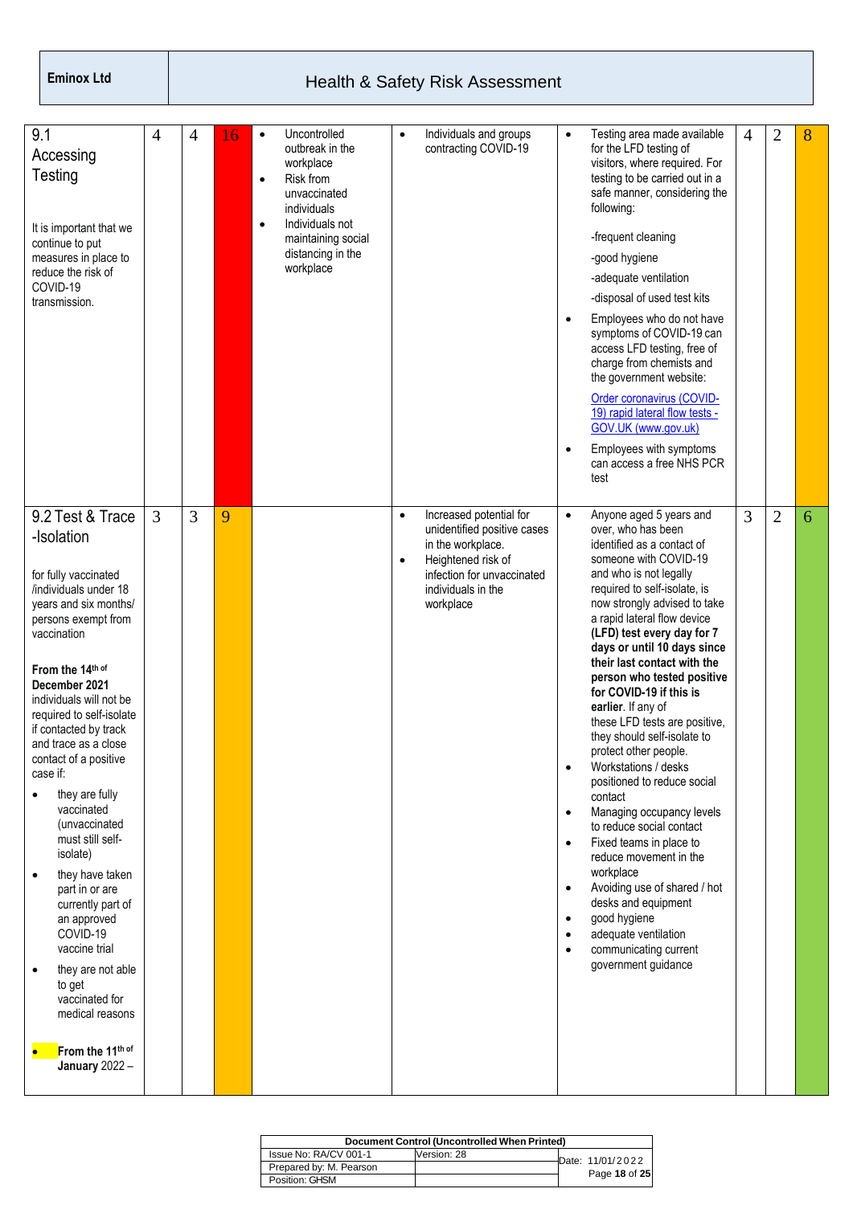| | | | | | | | | | |
|---|---|---|---|---|---|---|---|---|---|
| 9.1 Accessing Testing<br><br>It is important that we continue to put measures in place to reduce the risk of COVID-19 transmission. | 4 | 4 | 16 | • Uncontrolled outbreak in the workplace<br>• Risk from unvaccinated individuals<br>• Individuals not maintaining social distancing in the workplace | • Individuals and groups contracting COVID-19 | • Testing area made available for the LFD testing of visitors, where required. For testing to be carried out in a safe manner, considering the following:<br>-frequent cleaning<br>-good hygiene<br>-adequate ventilation<br>-disposal of used test kits<br>• Employees who do not have symptoms of COVID-19 can access LFD testing, free of charge from chemists and the government website:<br>Order coronavirus (COVID-19) rapid lateral flow tests - GOV.UK (www.gov.uk)<br>• Employees with symptoms can access a free NHS PCR test | 4 | 2 | 8 |
| 9.2 Test & Trace -Isolation<br><br>for fully vaccinated /individuals under 18 years and six months/ persons exempt from vaccination<br><br>**From the 14th of December 2021** individuals will not be required to self-isolate if contacted by track and trace as a close contact of a positive case if:<br>• they are fully vaccinated (unvaccinated must still self-isolate)<br>• they have taken part in or are currently part of an approved COVID-19 vaccine trial<br>• they are not able to get vaccinated for medical reasons<br><br>• **From the 11th of January** 2022 – | 3 | 3 | 9 | | • Increased potential for unidentified positive cases in the workplace.<br>• Heightened risk of infection for unvaccinated individuals in the workplace | • Anyone aged 5 years and over, who has been identified as a contact of someone with COVID-19 and who is not legally required to self-isolate, is now strongly advised to take a rapid lateral flow device **(LFD) test every day for 7 days or until 10 days since their last contact with the person who tested positive for COVID-19 if this is earlier**. If any of these LFD tests are positive, they should self-isolate to protect other people.<br>• Workstations / desks positioned to reduce social contact<br>• Managing occupancy levels to reduce social contact<br>• Fixed teams in place to reduce movement in the workplace<br>• Avoiding use of shared / hot desks and equipment<br>• good hygiene<br>• adequate ventilation<br>• communicating current government guidance | 3 | 2 | 6 |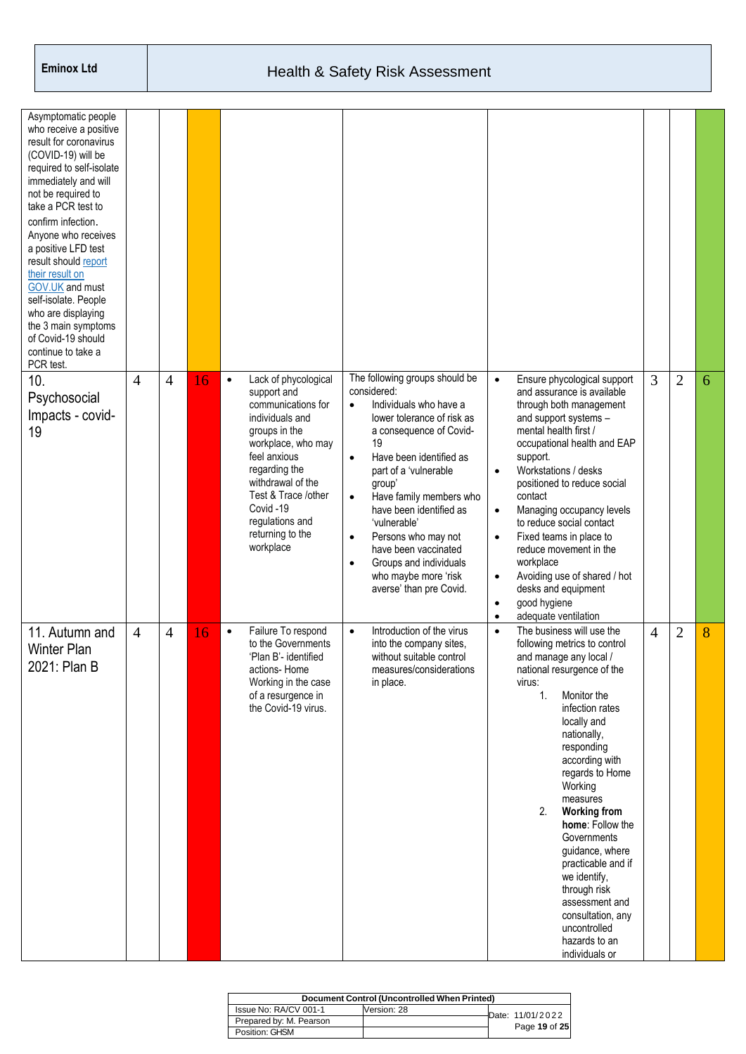| | | | | | | | | | |
|---|---|---|---|---|---|---|---|---|---|
| Asymptomatic people who receive a positive result for coronavirus (COVID-19) will be required to self-isolate immediately and will not be required to take a PCR test to confirm infection. Anyone who receives a positive LFD test result should report their result on GOV.UK and must self-isolate. People who are displaying the 3 main symptoms of Covid-19 should continue to take a PCR test. | | | | | | | | | |
| 10. Psychosocial Impacts - covid-19 | 4 | 4 | 16 | • Lack of phycological support and communications for individuals and groups in the workplace, who may feel anxious regarding the withdrawal of the Test & Trace /other Covid -19 regulations and returning to the workplace | The following groups should be considered: • Individuals who have a lower tolerance of risk as a consequence of Covid-19 • Have been identified as part of a 'vulnerable group' • Have family members who have been identified as 'vulnerable' • Persons who may not have been vaccinated • Groups and individuals who maybe more 'risk averse' than pre Covid. | • Ensure phycological support and assurance is available through both management and support systems – mental health first / occupational health and EAP support. • Workstations / desks positioned to reduce social contact • Managing occupancy levels to reduce social contact • Fixed teams in place to reduce movement in the workplace • Avoiding use of shared / hot desks and equipment • good hygiene • adequate ventilation | 3 | 2 | 6 |
| 11. Autumn and Winter Plan 2021: Plan B | 4 | 4 | 16 | • Failure To respond to the Governments 'Plan B'- identified actions- Home Working in the case of a resurgence in the Covid-19 virus. | • Introduction of the virus into the company sites, without suitable control measures/considerations in place. | • The business will use the following metrics to control and manage any local / national resurgence of the virus: 1. Monitor the infection rates locally and nationally, responding according with regards to Home Working measures 2. **Working from home**: Follow the Governments guidance, where practicable and if we identify, through risk assessment and consultation, any uncontrolled hazards to an individuals or | 4 | 2 | 8 |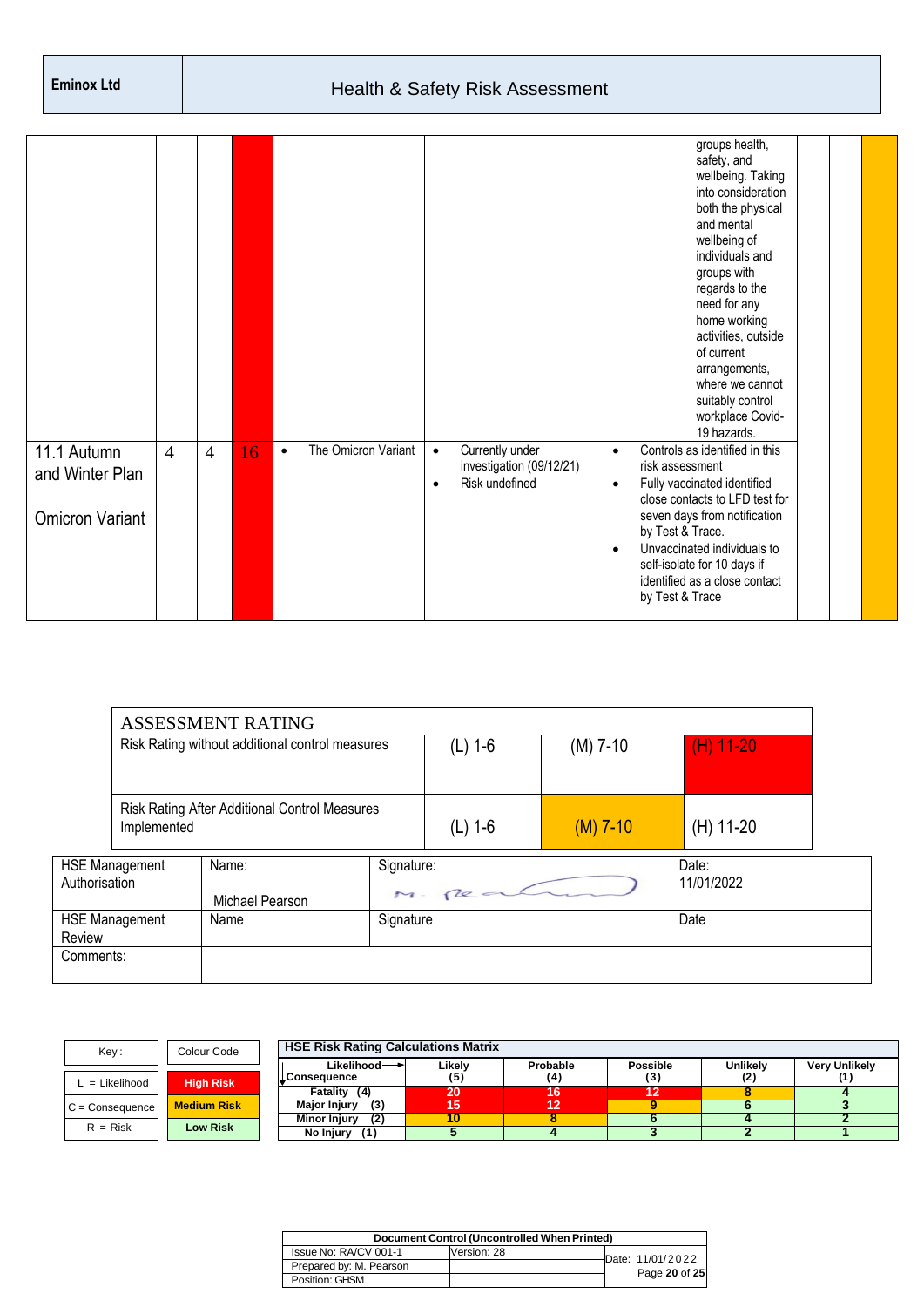| | | | | | | | | | |
|---|---|---|---|---|---|---|---|---|---|
| | | | | | | groups health, safety, and wellbeing. Taking into consideration both the physical and mental wellbeing of individuals and groups with regards to the need for any home working activities, outside of current arrangements, where we cannot suitably control workplace Covid-19 hazards. | | | |
| 11.1 Autumn and Winter Plan<br><br>Omicron Variant | 4 | 4 | 16 | • The Omicron Variant | • Currently under investigation (09/12/21)<br>• Risk undefined | • Controls as identified in this risk assessment<br>• Fully vaccinated identified close contacts to LFD test for seven days from notification by Test & Trace.<br>• Unvaccinated individuals to self-isolate for 10 days if identified as a close contact by Test & Trace | | | |

| ASSESSMENT RATING | | | |
|---|---|---|---|
| Risk Rating without additional control measures | (L) 1-6 | (M) 7-10 | (H) 11-20 |
| Risk Rating After Additional Control Measures Implemented | (L) 1-6 | (M) 7-10 | (H) 11-20 |

| HSE Management Authorisation | Name: Michael Pearson | Signature: M. Pearson | Date: 11/01/2022 |
|---|---|---|---|
| HSE Management Review | Name | Signature | Date |
| Comments: | | | |

| Key: | Colour Code |
|---|---|
| L = Likelihood | High Risk |
| C = Consequence | Medium Risk |
| R = Risk | Low Risk |

**HSE Risk Rating Calculations Matrix**

| Likelihood →<br>↓ Consequence | Likely (5) | Probable (4) | Possible (3) | Unlikely (2) | Very Unlikely (1) |
|---|---|---|---|---|---|
| Fatality (4) | 20 | 16 | 12 | 8 | 4 |
| Major Injury (3) | 15 | 12 | 9 | 6 | 3 |
| Minor Injury (2) | 10 | 8 | 6 | 4 | 2 |
| No Injury (1) | 5 | 4 | 3 | 2 | 1 |

| Document Control (Uncontrolled When Printed) | | |
|---|---|---|
| Issue No: RA/CV 001-1 | Version: 28 | Date: 11/01/2022 |
| Prepared by: M. Pearson | | |
| Position: GHSM | | |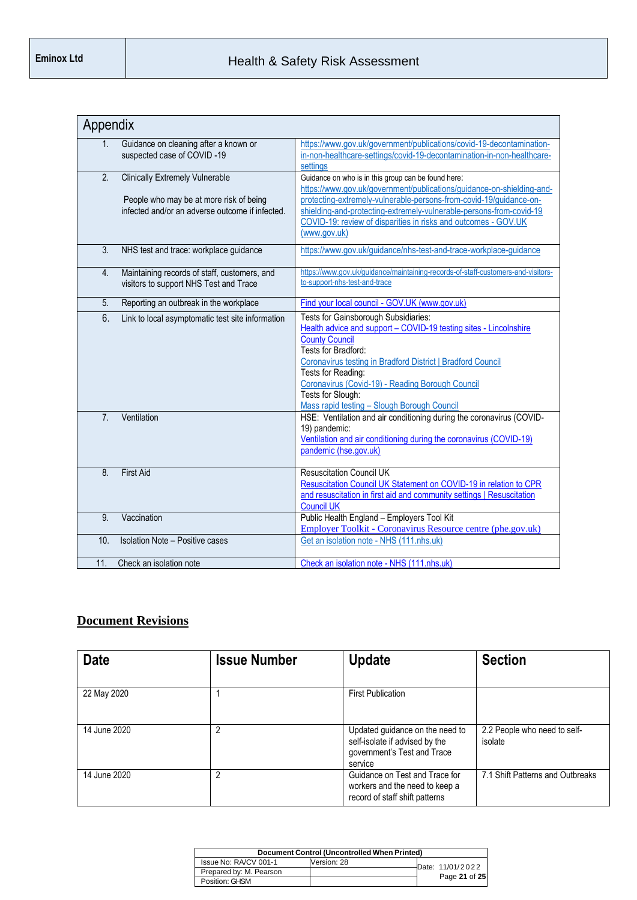| Appendix | | |
|---|---|---|
| 1. | Guidance on cleaning after a known or suspected case of COVID -19 | https://www.gov.uk/government/publications/covid-19-decontamination-in-non-healthcare-settings/covid-19-decontamination-in-non-healthcare-settings |
| 2. | Clinically Extremely Vulnerable<br><br>People who may be at more risk of being infected and/or an adverse outcome if infected. | Guidance on who is in this group can be found here: https://www.gov.uk/government/publications/guidance-on-shielding-and-protecting-extremely-vulnerable-persons-from-covid-19/guidance-on-shielding-and-protecting-extremely-vulnerable-persons-from-covid-19 COVID-19: review of disparities in risks and outcomes - GOV.UK (www.gov.uk) |
| 3. | NHS test and trace: workplace guidance | https://www.gov.uk/guidance/nhs-test-and-trace-workplace-guidance |
| 4. | Maintaining records of staff, customers, and visitors to support NHS Test and Trace | https://www.gov.uk/guidance/maintaining-records-of-staff-customers-and-visitors-to-support-nhs-test-and-trace |
| 5. | Reporting an outbreak in the workplace | Find your local council - GOV.UK (www.gov.uk) |
| 6. | Link to local asymptomatic test site information | Tests for Gainsborough Subsidiaries:<br>Health advice and support – COVID-19 testing sites - Lincolnshire County Council<br>Tests for Bradford:<br>Coronavirus testing in Bradford District \| Bradford Council<br>Tests for Reading:<br>Coronavirus (Covid-19) - Reading Borough Council<br>Tests for Slough:<br>Mass rapid testing – Slough Borough Council |
| 7. | Ventilation | HSE: Ventilation and air conditioning during the coronavirus (COVID-19) pandemic:<br>Ventilation and air conditioning during the coronavirus (COVID-19) pandemic (hse.gov.uk) |
| 8. | First Aid | Resuscitation Council UK<br>Resuscitation Council UK Statement on COVID-19 in relation to CPR and resuscitation in first aid and community settings \| Resuscitation Council UK |
| 9. | Vaccination | Public Health England – Employers Tool Kit<br>Employer Toolkit - Coronavirus Resource centre (phe.gov.uk) |
| 10. | Isolation Note – Positive cases | Get an isolation note - NHS (111.nhs.uk) |
| 11. | Check an isolation note | Check an isolation note - NHS (111.nhs.uk) |

## Document Revisions

| Date | Issue Number | Update | Section |
|---|---|---|---|
| 22 May 2020 | 1 | First Publication | |
| 14 June 2020 | 2 | Updated guidance on the need to self-isolate if advised by the government's Test and Trace service | 2.2 People who need to self-isolate |
| 14 June 2020 | 2 | Guidance on Test and Trace for workers and the need to keep a record of staff shift patterns | 7.1 Shift Patterns and Outbreaks |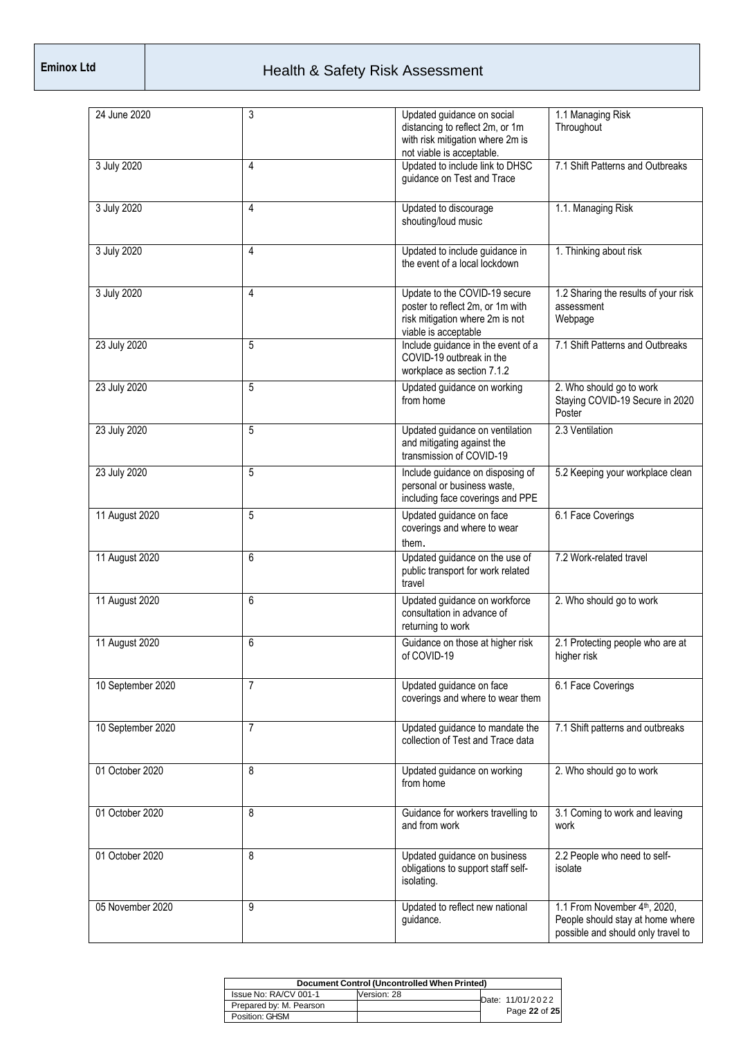| 24 June 2020 | 3 | Updated guidance on social distancing to reflect 2m, or 1m with risk mitigation where 2m is not viable is acceptable. | 1.1 Managing Risk<br>Throughout |
|---|---|---|---|
| 3 July 2020 | 4 | Updated to include link to DHSC guidance on Test and Trace | 7.1 Shift Patterns and Outbreaks |
| 3 July 2020 | 4 | Updated to discourage shouting/loud music | 1.1. Managing Risk |
| 3 July 2020 | 4 | Updated to include guidance in the event of a local lockdown | 1. Thinking about risk |
| 3 July 2020 | 4 | Update to the COVID-19 secure poster to reflect 2m, or 1m with risk mitigation where 2m is not viable is acceptable | 1.2 Sharing the results of your risk assessment<br>Webpage |
| 23 July 2020 | 5 | Include guidance in the event of a COVID-19 outbreak in the workplace as section 7.1.2 | 7.1 Shift Patterns and Outbreaks |
| 23 July 2020 | 5 | Updated guidance on working from home | 2. Who should go to work<br>Staying COVID-19 Secure in 2020 Poster |
| 23 July 2020 | 5 | Updated guidance on ventilation and mitigating against the transmission of COVID-19 | 2.3 Ventilation |
| 23 July 2020 | 5 | Include guidance on disposing of personal or business waste, including face coverings and PPE | 5.2 Keeping your workplace clean |
| 11 August 2020 | 5 | Updated guidance on face coverings and where to wear them. | 6.1 Face Coverings |
| 11 August 2020 | 6 | Updated guidance on the use of public transport for work related travel | 7.2 Work-related travel |
| 11 August 2020 | 6 | Updated guidance on workforce consultation in advance of returning to work | 2. Who should go to work |
| 11 August 2020 | 6 | Guidance on those at higher risk of COVID-19 | 2.1 Protecting people who are at higher risk |
| 10 September 2020 | 7 | Updated guidance on face coverings and where to wear them | 6.1 Face Coverings |
| 10 September 2020 | 7 | Updated guidance to mandate the collection of Test and Trace data | 7.1 Shift patterns and outbreaks |
| 01 October 2020 | 8 | Updated guidance on working from home | 2. Who should go to work |
| 01 October 2020 | 8 | Guidance for workers travelling to and from work | 3.1 Coming to work and leaving work |
| 01 October 2020 | 8 | Updated guidance on business obligations to support staff self-isolating. | 2.2 People who need to self-isolate |
| 05 November 2020 | 9 | Updated to reflect new national guidance. | 1.1 From November 4th, 2020, People should stay at home where possible and should only travel to |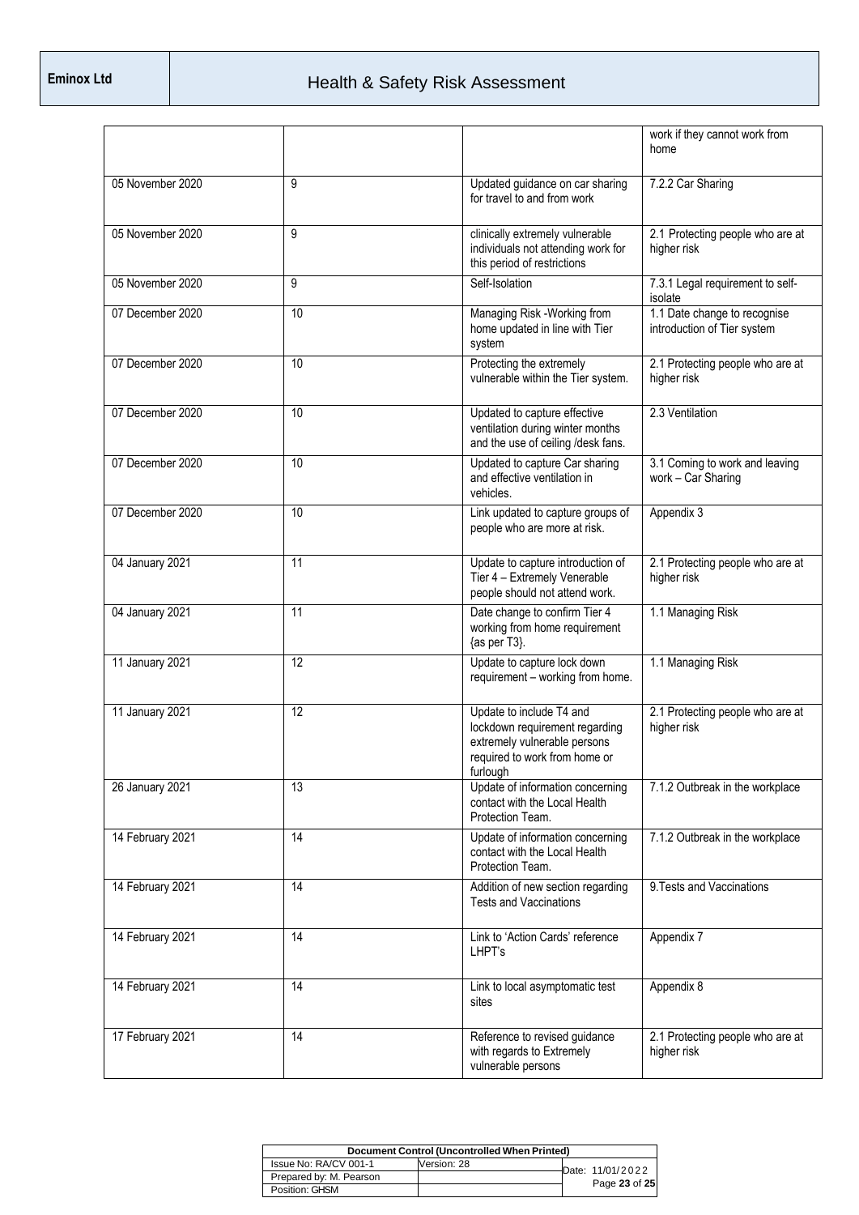| | | | |
|---|---|---|---|
| | | | work if they cannot work from home |
| 05 November 2020 | 9 | Updated guidance on car sharing for travel to and from work | 7.2.2 Car Sharing |
| 05 November 2020 | 9 | clinically extremely vulnerable individuals not attending work for this period of restrictions | 2.1 Protecting people who are at higher risk |
| 05 November 2020 | 9 | Self-Isolation | 7.3.1 Legal requirement to self-isolate |
| 07 December 2020 | 10 | Managing Risk -Working from home updated in line with Tier system | 1.1 Date change to recognise introduction of Tier system |
| 07 December 2020 | 10 | Protecting the extremely vulnerable within the Tier system. | 2.1 Protecting people who are at higher risk |
| 07 December 2020 | 10 | Updated to capture effective ventilation during winter months and the use of ceiling /desk fans. | 2.3 Ventilation |
| 07 December 2020 | 10 | Updated to capture Car sharing and effective ventilation in vehicles. | 3.1 Coming to work and leaving work – Car Sharing |
| 07 December 2020 | 10 | Link updated to capture groups of people who are more at risk. | Appendix 3 |
| 04 January 2021 | 11 | Update to capture introduction of Tier 4 – Extremely Venerable people should not attend work. | 2.1 Protecting people who are at higher risk |
| 04 January 2021 | 11 | Date change to confirm Tier 4 working from home requirement {as per T3}. | 1.1 Managing Risk |
| 11 January 2021 | 12 | Update to capture lock down requirement – working from home. | 1.1 Managing Risk |
| 11 January 2021 | 12 | Update to include T4 and lockdown requirement regarding extremely vulnerable persons required to work from home or furlough | 2.1 Protecting people who are at higher risk |
| 26 January 2021 | 13 | Update of information concerning contact with the Local Health Protection Team. | 7.1.2 Outbreak in the workplace |
| 14 February 2021 | 14 | Update of information concerning contact with the Local Health Protection Team. | 7.1.2 Outbreak in the workplace |
| 14 February 2021 | 14 | Addition of new section regarding Tests and Vaccinations | 9.Tests and Vaccinations |
| 14 February 2021 | 14 | Link to 'Action Cards' reference LHPT's | Appendix 7 |
| 14 February 2021 | 14 | Link to local asymptomatic test sites | Appendix 8 |
| 17 February 2021 | 14 | Reference to revised guidance with regards to Extremely vulnerable persons | 2.1 Protecting people who are at higher risk |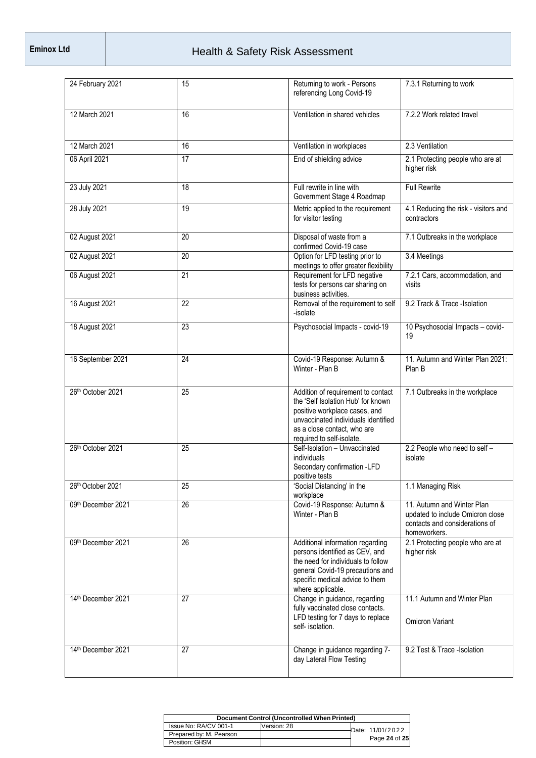| 24 February 2021 | 15 | Returning to work - Persons referencing Long Covid-19 | 7.3.1 Returning to work |
|---|---|---|---|
| 12 March 2021 | 16 | Ventilation in shared vehicles | 7.2.2 Work related travel |
| 12 March 2021 | 16 | Ventilation in workplaces | 2.3 Ventilation |
| 06 April 2021 | 17 | End of shielding advice | 2.1 Protecting people who are at higher risk |
| 23 July 2021 | 18 | Full rewrite in line with Government Stage 4 Roadmap | Full Rewrite |
| 28 July 2021 | 19 | Metric applied to the requirement for visitor testing | 4.1 Reducing the risk - visitors and contractors |
| 02 August 2021 | 20 | Disposal of waste from a confirmed Covid-19 case | 7.1 Outbreaks in the workplace |
| 02 August 2021 | 20 | Option for LFD testing prior to meetings to offer greater flexibility | 3.4 Meetings |
| 06 August 2021 | 21 | Requirement for LFD negative tests for persons car sharing on business activities. | 7.2.1 Cars, accommodation, and visits |
| 16 August 2021 | 22 | Removal of the requirement to self -isolate | 9.2 Track & Trace -Isolation |
| 18 August 2021 | 23 | Psychosocial Impacts - covid-19 | 10 Psychosocial Impacts – covid-19 |
| 16 September 2021 | 24 | Covid-19 Response: Autumn & Winter - Plan B | 11. Autumn and Winter Plan 2021: Plan B |
| 26th October 2021 | 25 | Addition of requirement to contact the 'Self Isolation Hub' for known positive workplace cases, and unvaccinated individuals identified as a close contact, who are required to self-isolate. | 7.1 Outbreaks in the workplace |
| 26th October 2021 | 25 | Self-Isolation – Unvaccinated individuals Secondary confirmation -LFD positive tests | 2.2 People who need to self – isolate |
| 26th October 2021 | 25 | 'Social Distancing' in the workplace | 1.1 Managing Risk |
| 09th December 2021 | 26 | Covid-19 Response: Autumn & Winter - Plan B | 11. Autumn and Winter Plan updated to include Omicron close contacts and considerations of homeworkers. |
| 09th December 2021 | 26 | Additional information regarding persons identified as CEV, and the need for individuals to follow general Covid-19 precautions and specific medical advice to them where applicable. | 2.1 Protecting people who are at higher risk |
| 14th December 2021 | 27 | Change in guidance, regarding fully vaccinated close contacts. LFD testing for 7 days to replace self- isolation. | 11.1 Autumn and Winter Plan<br><br>Omicron Variant |
| 14th December 2021 | 27 | Change in guidance regarding 7-day Lateral Flow Testing | 9.2 Test & Trace -Isolation |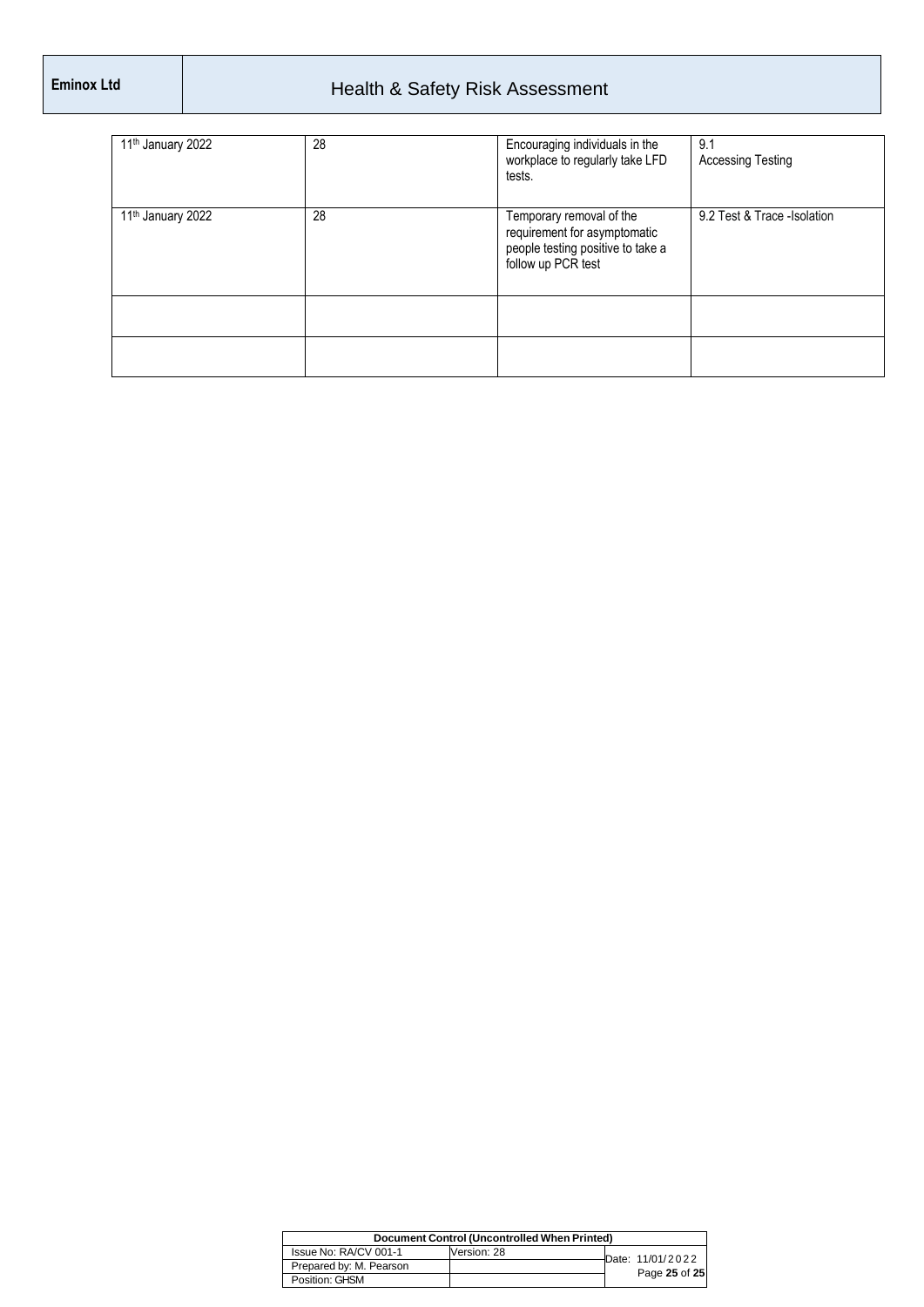| | | | |
|---|---|---|---|
| 11th January 2022 | 28 | Encouraging individuals in the workplace to regularly take LFD tests. | 9.1 Accessing Testing |
| 11th January 2022 | 28 | Temporary removal of the requirement for asymptomatic people testing positive to take a follow up PCR test | 9.2 Test & Trace -Isolation |
| | | | |
| | | | |

| Document Control (Uncontrolled When Printed) | | |
|---|---|---|
| Issue No: RA/CV 001-1 | Version: 28 | Date: 11/01/2022 |
| Prepared by: M. Pearson | | |
| Position: GHSM | | |